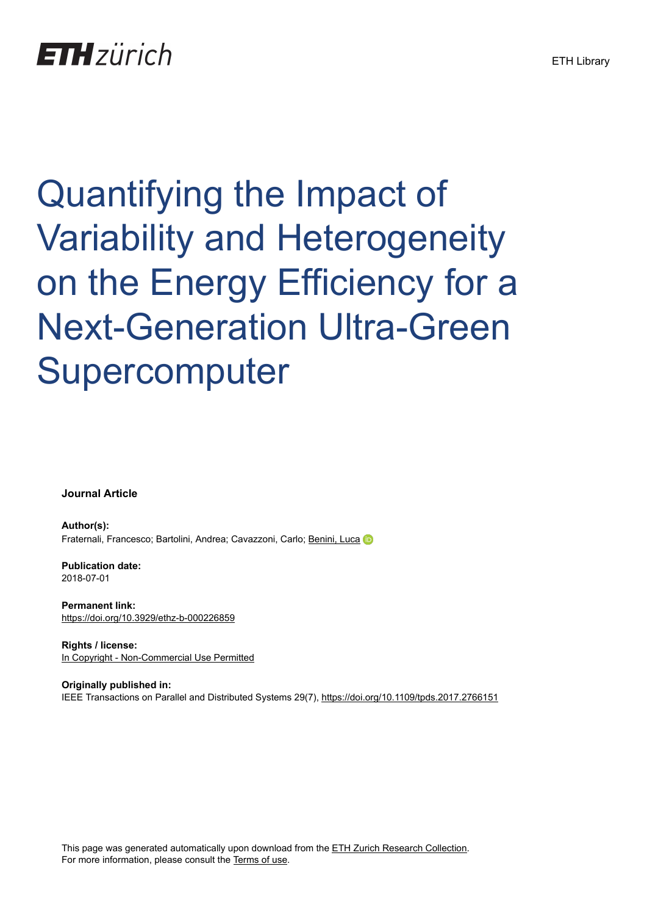ETH zürich

ETH Library

# Quantifying the Impact of Variability and Heterogeneity on the Energy Efficiency for a Next-Generation Ultra-Green Supercomputer

**Journal Article**

**Author(s):**
Fraternali, Francesco; Bartolini, Andrea; Cavazzoni, Carlo; Benini, Luca

**Publication date:**
2018-07-01

**Permanent link:**
https://doi.org/10.3929/ethz-b-000226859

**Rights / license:**
In Copyright - Non-Commercial Use Permitted

**Originally published in:**
IEEE Transactions on Parallel and Distributed Systems 29(7), https://doi.org/10.1109/tpds.2017.2766151

This page was generated automatically upon download from the ETH Zurich Research Collection.
For more information, please consult the Terms of use.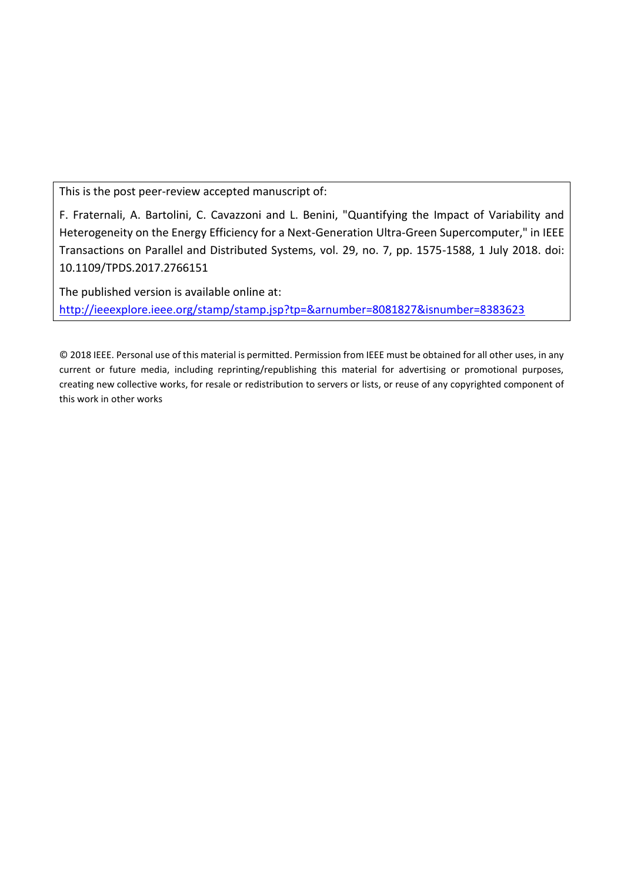This is the post peer-review accepted manuscript of:

F. Fraternali, A. Bartolini, C. Cavazzoni and L. Benini, "Quantifying the Impact of Variability and Heterogeneity on the Energy Efficiency for a Next-Generation Ultra-Green Supercomputer," in IEEE Transactions on Parallel and Distributed Systems, vol. 29, no. 7, pp. 1575-1588, 1 July 2018. doi: 10.1109/TPDS.2017.2766151

The published version is available online at:
[http://ieeexplore.ieee.org/stamp/stamp.jsp?tp=&arnumber=8081827&isnumber=8383623](http://ieeexplore.ieee.org/stamp/stamp.jsp?tp=&arnumber=8081827&isnumber=8383623)

© 2018 IEEE. Personal use of this material is permitted. Permission from IEEE must be obtained for all other uses, in any current or future media, including reprinting/republishing this material for advertising or promotional purposes, creating new collective works, for resale or redistribution to servers or lists, or reuse of any copyrighted component of this work in other works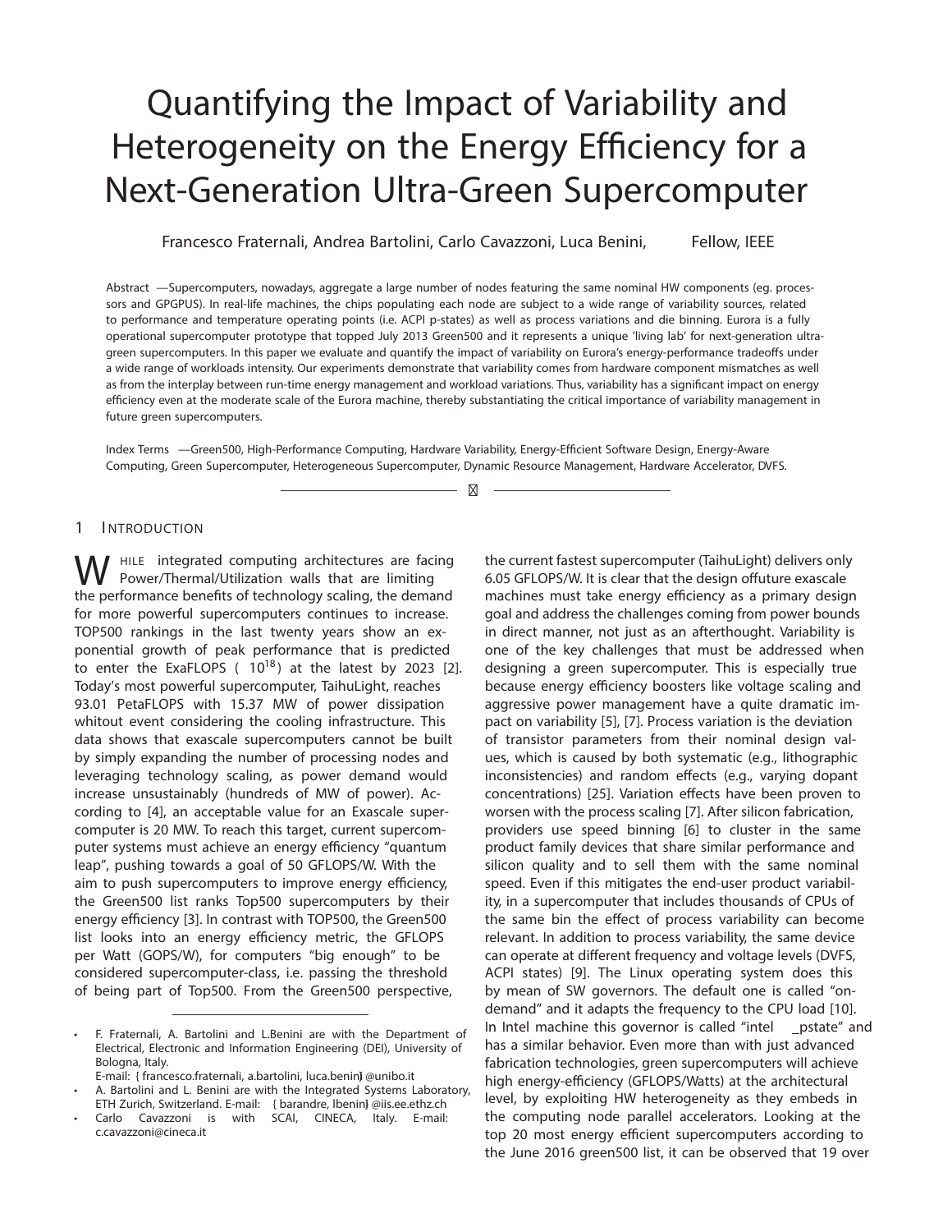# Quantifying the Impact of Variability and Heterogeneity on the Energy Efficiency for a Next-Generation Ultra-Green Supercomputer

Francesco Fraternali, Andrea Bartolini, Carlo Cavazzoni, Luca Benini, *Fellow, IEEE*

**Abstract** —Supercomputers, nowadays, aggregate a large number of nodes featuring the same nominal HW components (eg. processors and GPGPUS). In real-life machines, the chips populating each node are subject to a wide range of variability sources, related to performance and temperature operating points (i.e. ACPI p-states) as well as process variations and die binning. Eurora is a fully operational supercomputer prototype that topped July 2013 Green500 and it represents a unique 'living lab' for next-generation ultra-green supercomputers. In this paper we evaluate and quantify the impact of variability on Eurora's energy-performance tradeoffs under a wide range of workloads intensity. Our experiments demonstrate that variability comes from hardware component mismatches as well as from the interplay between run-time energy management and workload variations. Thus, variability has a significant impact on energy efficiency even at the moderate scale of the Eurora machine, thereby substantiating the critical importance of variability management in future green supercomputers.

**Index Terms** —Green500, High-Performance Computing, Hardware Variability, Energy-Efficient Software Design, Energy-Aware Computing, Green Supercomputer, Heterogeneous Supercomputer, Dynamic Resource Management, Hardware Accelerator, DVFS.

---

## 1 Introduction

While integrated computing architectures are facing Power/Thermal/Utilization walls that are limiting the performance benefits of technology scaling, the demand for more powerful supercomputers continues to increase. TOP500 rankings in the last twenty years show an exponential growth of peak performance that is predicted to enter the ExaFLOPS ( $10^{18}$) at the latest by 2023 [2]. Today's most powerful supercomputer, TaihuLight, reaches 93.01 PetaFLOPS with 15.37 MW of power dissipation whitout event considering the cooling infrastructure. This data shows that exascale supercomputers cannot be built by simply expanding the number of processing nodes and leveraging technology scaling, as power demand would increase unsustainably (hundreds of MW of power). According to [4], an acceptable value for an Exascale supercomputer is 20 MW. To reach this target, current supercomputer systems must achieve an energy efficiency "quantum leap", pushing towards a goal of 50 GFLOPS/W. With the aim to push supercomputers to improve energy efficiency, the Green500 list ranks Top500 supercomputers by their energy efficiency [3]. In contrast with TOP500, the Green500 list looks into an energy efficiency metric, the GFLOPS per Watt (GOPS/W), for computers "big enough" to be considered supercomputer-class, i.e. passing the threshold of being part of Top500. From the Green500 perspective, the current fastest supercomputer (TaihuLight) delivers only 6.05 GFLOPS/W. It is clear that the design offuture exascale machines must take energy efficiency as a primary design goal and address the challenges coming from power bounds in direct manner, not just as an afterthought. Variability is one of the key challenges that must be addressed when designing a green supercomputer. This is especially true because energy efficiency boosters like voltage scaling and aggressive power management have a quite dramatic impact on variability [5], [7]. Process variation is the deviation of transistor parameters from their nominal design values, which is caused by both systematic (e.g., lithographic inconsistencies) and random effects (e.g., varying dopant concentrations) [25]. Variation effects have been proven to worsen with the process scaling [7]. After silicon fabrication, providers use speed binning [6] to cluster in the same product family devices that share similar performance and silicon quality and to sell them with the same nominal speed. Even if this mitigates the end-user product variability, in a supercomputer that includes thousands of CPUs of the same bin the effect of process variability can become relevant. In addition to process variability, the same device can operate at different frequency and voltage levels (DVFS, ACPI states) [9]. The Linux operating system does this by mean of SW governors. The default one is called "on-demand" and it adapts the frequency to the CPU load [10]. In Intel machine this governor is called "intel_pstate" and has a similar behavior. Even more than with just advanced fabrication technologies, green supercomputers will achieve high energy-efficiency (GFLOPS/Watts) at the architectural level, by exploiting HW heterogeneity as they embeds in the computing node parallel accelerators. Looking at the top 20 most energy efficient supercomputers according to the June 2016 green500 list, it can be observed that 19 over

---

- F. Fraternali, A. Bartolini and L.Benini are with the Department of Electrical, Electronic and Information Engineering (DEI), University of Bologna, Italy.
  E-mail: {francesco.fraternali, a.bartolini, luca.benini}@unibo.it
- A. Bartolini and L. Benini are with the Integrated Systems Laboratory, ETH Zurich, Switzerland. E-mail: {barandre, lbenini}@iis.ee.ethz.ch
- Carlo Cavazzoni is with SCAI, CINECA, Italy. E-mail: c.cavazzoni@cineca.it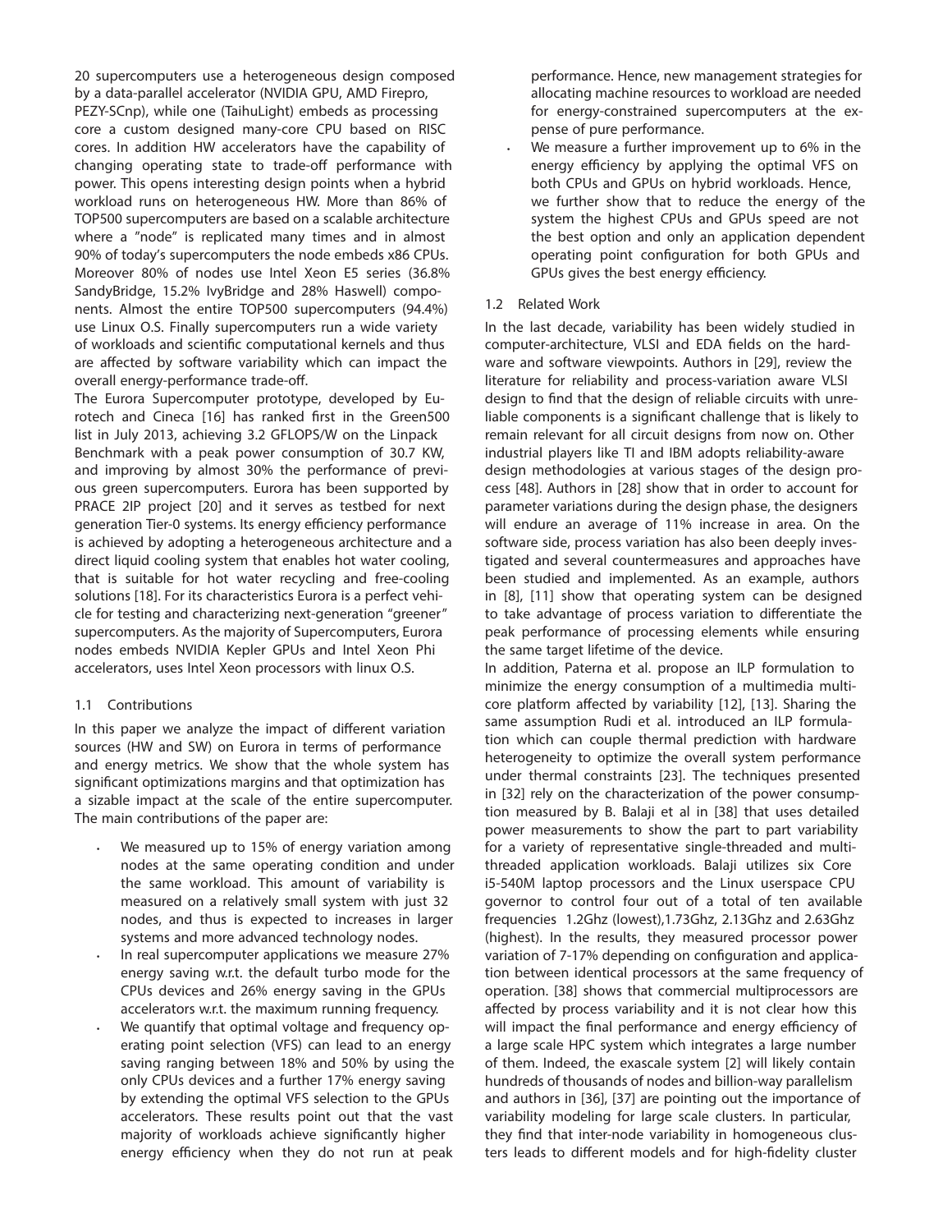20 supercomputers use a heterogeneous design composed by a data-parallel accelerator (NVIDIA GPU, AMD Firepro, PEZY-SCnp), while one (TaihuLight) embeds as processing core a custom designed many-core CPU based on RISC cores. In addition HW accelerators have the capability of changing operating state to trade-off performance with power. This opens interesting design points when a hybrid workload runs on heterogeneous HW. More than 86% of TOP500 supercomputers are based on a scalable architecture where a "node" is replicated many times and in almost 90% of today's supercomputers the node embeds x86 CPUs. Moreover 80% of nodes use Intel Xeon E5 series (36.8% SandyBridge, 15.2% IvyBridge and 28% Haswell) components. Almost the entire TOP500 supercomputers (94.4%) use Linux O.S. Finally supercomputers run a wide variety of workloads and scientific computational kernels and thus are affected by software variability which can impact the overall energy-performance trade-off.

The Eurora Supercomputer prototype, developed by Eurotech and Cineca [16] has ranked first in the Green500 list in July 2013, achieving 3.2 GFLOPS/W on the Linpack Benchmark with a peak power consumption of 30.7 KW, and improving by almost 30% the performance of previous green supercomputers. Eurora has been supported by PRACE 2IP project [20] and it serves as testbed for next generation Tier-0 systems. Its energy efficiency performance is achieved by adopting a heterogeneous architecture and a direct liquid cooling system that enables hot water cooling, that is suitable for hot water recycling and free-cooling solutions [18]. For its characteristics Eurora is a perfect vehicle for testing and characterizing next-generation "greener" supercomputers. As the majority of Supercomputers, Eurora nodes embeds NVIDIA Kepler GPUs and Intel Xeon Phi accelerators, uses Intel Xeon processors with linux O.S.

### 1.1 Contributions

In this paper we analyze the impact of different variation sources (HW and SW) on Eurora in terms of performance and energy metrics. We show that the whole system has significant optimizations margins and that optimization has a sizable impact at the scale of the entire supercomputer. The main contributions of the paper are:

- We measured up to 15% of energy variation among nodes at the same operating condition and under the same workload. This amount of variability is measured on a relatively small system with just 32 nodes, and thus is expected to increases in larger systems and more advanced technology nodes.
- In real supercomputer applications we measure 27% energy saving w.r.t. the default turbo mode for the CPUs devices and 26% energy saving in the GPUs accelerators w.r.t. the maximum running frequency.
- We quantify that optimal voltage and frequency operating point selection (VFS) can lead to an energy saving ranging between 18% and 50% by using the only CPUs devices and a further 17% energy saving by extending the optimal VFS selection to the GPUs accelerators. These results point out that the vast majority of workloads achieve significantly higher energy efficiency when they do not run at peak performance. Hence, new management strategies for allocating machine resources to workload are needed for energy-constrained supercomputers at the expense of pure performance.
- We measure a further improvement up to 6% in the energy efficiency by applying the optimal VFS on both CPUs and GPUs on hybrid workloads. Hence, we further show that to reduce the energy of the system the highest CPUs and GPUs speed are not the best option and only an application dependent operating point configuration for both GPUs and GPUs gives the best energy efficiency.

### 1.2 Related Work

In the last decade, variability has been widely studied in computer-architecture, VLSI and EDA fields on the hardware and software viewpoints. Authors in [29], review the literature for reliability and process-variation aware VLSI design to find that the design of reliable circuits with unreliable components is a significant challenge that is likely to remain relevant for all circuit designs from now on. Other industrial players like TI and IBM adopts reliability-aware design methodologies at various stages of the design process [48]. Authors in [28] show that in order to account for parameter variations during the design phase, the designers will endure an average of 11% increase in area. On the software side, process variation has also been deeply investigated and several countermeasures and approaches have been studied and implemented. As an example, authors in [8], [11] show that operating system can be designed to take advantage of process variation to differentiate the peak performance of processing elements while ensuring the same target lifetime of the device.

In addition, Paterna et al. propose an ILP formulation to minimize the energy consumption of a multimedia multicore platform affected by variability [12], [13]. Sharing the same assumption Rudi et al. introduced an ILP formulation which can couple thermal prediction with hardware heterogeneity to optimize the overall system performance under thermal constraints [23]. The techniques presented in [32] rely on the characterization of the power consumption measured by B. Balaji et al in [38] that uses detailed power measurements to show the part to part variability for a variety of representative single-threaded and multithreaded application workloads. Balaji utilizes six Core i5-540M laptop processors and the Linux userspace CPU governor to control four out of a total of ten available frequencies 1.2Ghz (lowest),1.73Ghz, 2.13Ghz and 2.63Ghz (highest). In the results, they measured processor power variation of 7-17% depending on configuration and application between identical processors at the same frequency of operation. [38] shows that commercial multiprocessors are affected by process variability and it is not clear how this will impact the final performance and energy efficiency of a large scale HPC system which integrates a large number of them. Indeed, the exascale system [2] will likely contain hundreds of thousands of nodes and billion-way parallelism and authors in [36], [37] are pointing out the importance of variability modeling for large scale clusters. In particular, they find that inter-node variability in homogeneous clusters leads to different models and for high-fidelity cluster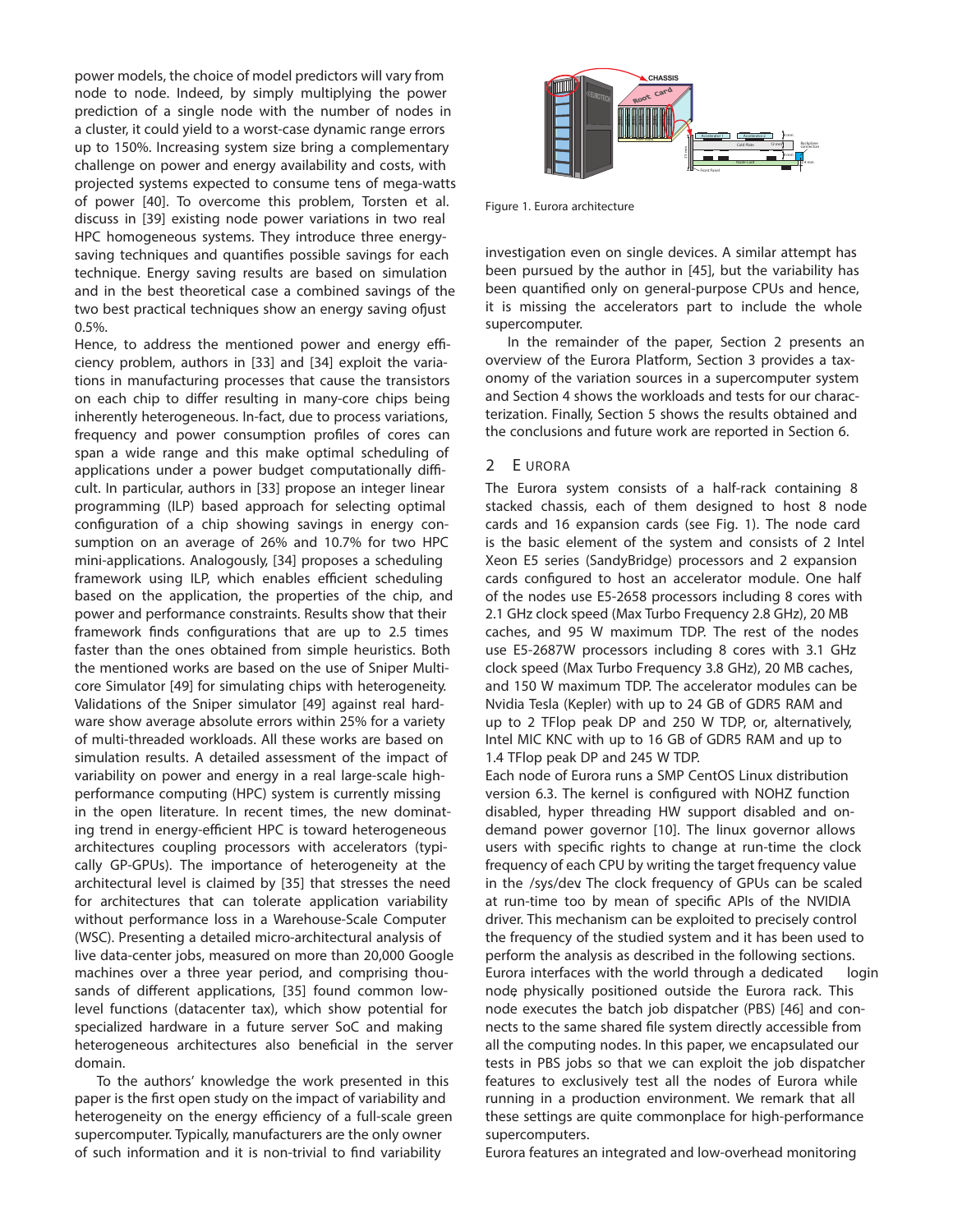power models, the choice of model predictors will vary from node to node. Indeed, by simply multiplying the power prediction of a single node with the number of nodes in a cluster, it could yield to a worst-case dynamic range errors up to 150%. Increasing system size bring a complementary challenge on power and energy availability and costs, with projected systems expected to consume tens of mega-watts of power [40]. To overcome this problem, Torsten et al. discuss in [39] existing node power variations in two real HPC homogeneous systems. They introduce three energy-saving techniques and quantifies possible savings for each technique. Energy saving results are based on simulation and in the best theoretical case a combined savings of the two best practical techniques show an energy saving ofjust 0.5%.

Hence, to address the mentioned power and energy efficiency problem, authors in [33] and [34] exploit the variations in manufacturing processes that cause the transistors on each chip to differ resulting in many-core chips being inherently heterogeneous. In-fact, due to process variations, frequency and power consumption profiles of cores can span a wide range and this make optimal scheduling of applications under a power budget computationally difficult. In particular, authors in [33] propose an integer linear programming (ILP) based approach for selecting optimal configuration of a chip showing savings in energy consumption on an average of 26% and 10.7% for two HPC mini-applications. Analogously, [34] proposes a scheduling framework using ILP, which enables efficient scheduling based on the application, the properties of the chip, and power and performance constraints. Results show that their framework finds configurations that are up to 2.5 times faster than the ones obtained from simple heuristics. Both the mentioned works are based on the use of Sniper Multi-core Simulator [49] for simulating chips with heterogeneity. Validations of the Sniper simulator [49] against real hardware show average absolute errors within 25% for a variety of multi-threaded workloads. All these works are based on simulation results. A detailed assessment of the impact of variability on power and energy in a real large-scale high-performance computing (HPC) system is currently missing in the open literature. In recent times, the new dominating trend in energy-efficient HPC is toward heterogeneous architectures coupling processors with accelerators (typically GP-GPUs). The importance of heterogeneity at the architectural level is claimed by [35] that stresses the need for architectures that can tolerate application variability without performance loss in a Warehouse-Scale Computer (WSC). Presenting a detailed micro-architectural analysis of live data-center jobs, measured on more than 20,000 Google machines over a three year period, and comprising thousands of different applications, [35] found common low-level functions (datacenter tax), which show potential for specialized hardware in a future server SoC and making heterogeneous architectures also beneficial in the server domain.

To the authors' knowledge the work presented in this paper is the first open study on the impact of variability and heterogeneity on the energy efficiency of a full-scale green supercomputer. Typically, manufacturers are the only owner of such information and it is non-trivial to find variability investigation even on single devices. A similar attempt has been pursued by the author in [45], but the variability has been quantified only on general-purpose CPUs and hence, it is missing the accelerators part to include the whole supercomputer.

In the remainder of the paper, Section 2 presents an overview of the Eurora Platform, Section 3 provides a taxonomy of the variation sources in a supercomputer system and Section 4 shows the workloads and tests for our characterization. Finally, Section 5 shows the results obtained and the conclusions and future work are reported in Section 6.

Figure 1. Eurora architecture

## 2 Eurora

The Eurora system consists of a half-rack containing 8 stacked chassis, each of them designed to host 8 node cards and 16 expansion cards (see Fig. 1). The node card is the basic element of the system and consists of 2 Intel Xeon E5 series (SandyBridge) processors and 2 expansion cards configured to host an accelerator module. One half of the nodes use E5-2658 processors including 8 cores with 2.1 GHz clock speed (Max Turbo Frequency 2.8 GHz), 20 MB caches, and 95 W maximum TDP. The rest of the nodes use E5-2687W processors including 8 cores with 3.1 GHz clock speed (Max Turbo Frequency 3.8 GHz), 20 MB caches, and 150 W maximum TDP. The accelerator modules can be Nvidia Tesla (Kepler) with up to 24 GB of GDR5 RAM and up to 2 TFlop peak DP and 250 W TDP, or, alternatively, Intel MIC KNC with up to 16 GB of GDR5 RAM and up to 1.4 TFlop peak DP and 245 W TDP.

Each node of Eurora runs a SMP CentOS Linux distribution version 6.3. The kernel is configured with NOHZ function disabled, hyper threading HW support disabled and on-demand power governor [10]. The linux governor allows users with specific rights to change at run-time the clock frequency of each CPU by writing the target frequency value in the /sys/dev. The clock frequency of GPUs can be scaled at run-time too by mean of specific APIs of the NVIDIA driver. This mechanism can be exploited to precisely control the frequency of the studied system and it has been used to perform the analysis as described in the following sections. Eurora interfaces with the world through a dedicated login node, physically positioned outside the Eurora rack. This node executes the batch job dispatcher (PBS) [46] and connects to the same shared file system directly accessible from all the computing nodes. In this paper, we encapsulated our tests in PBS jobs so that we can exploit the job dispatcher features to exclusively test all the nodes of Eurora while running in a production environment. We remark that all these settings are quite commonplace for high-performance supercomputers.

Eurora features an integrated and low-overhead monitoring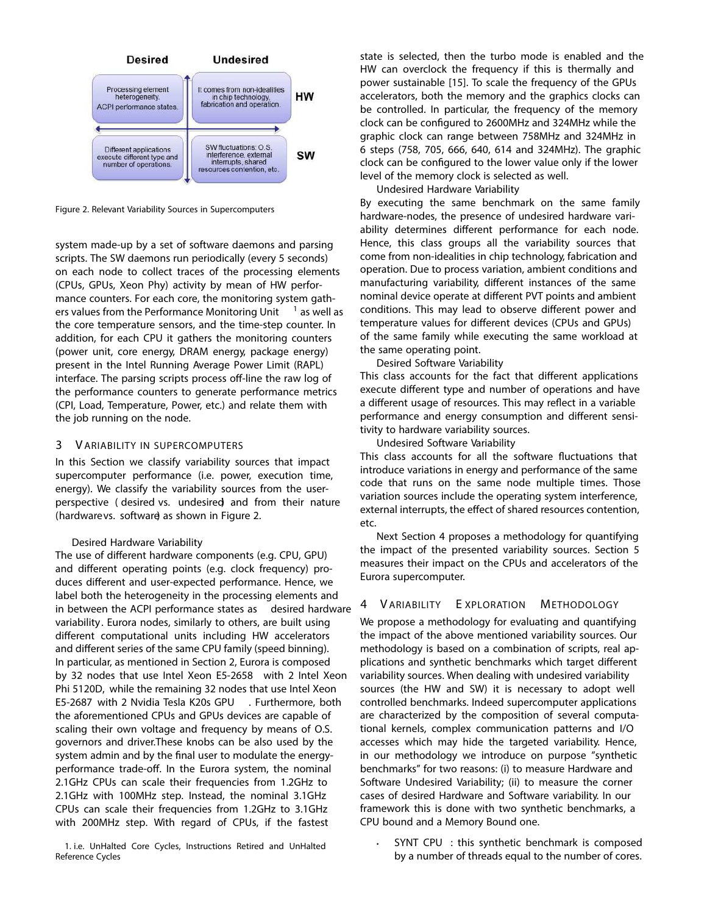Desired

Undesired

Processing element heterogeneity. ACPI performance states.

It comes from non-idealities in chip technology, fabrication and operation.

HW

Different applications execute different type and number of operations.

SW fluctuations: O.S. interference, external interrupts, shared resources contention, etc.

SW

Figure 2. Relevant Variability Sources in Supercomputers

system made-up by a set of software daemons and parsing scripts. The SW daemons run periodically (every 5 seconds) on each node to collect traces of the processing elements (CPUs, GPUs, Xeon Phy) activity by mean of HW performance counters. For each core, the monitoring system gathers values from the Performance Monitoring Unit [1] as well as the core temperature sensors, and the time-step counter. In addition, for each CPU it gathers the monitoring counters (power unit, core energy, DRAM energy, package energy) present in the Intel Running Average Power Limit (RAPL) interface. The parsing scripts process off-line the raw log of the performance counters to generate performance metrics (CPI, Load, Temperature, Power, etc.) and relate them with the job running on the node.

## 3 VARIABILITY IN SUPERCOMPUTERS

In this Section we classify variability sources that impact supercomputer performance (i.e. power, execution time, energy). We classify the variability sources from the user-perspective (*desired* vs. *undesired*) and from their nature (*hardware* vs. *software*) as shown in Figure 2.

*Desired Hardware Variability*

The use of different hardware components (e.g. CPU, GPU) and different operating points (e.g. clock frequency) produces different and user-expected performance. Hence, we label both the heterogeneity in the processing elements and in between the ACPI performance states as *desired hardware variability*. Eurora nodes, similarly to others, are built using different computational units including HW accelerators and different series of the same CPU family (speed binning). In particular, as mentioned in Section 2, Eurora is composed by 32 nodes that use Intel Xeon E5-2658 with 2 Intel Xeon Phi 5120D, while the remaining 32 nodes that use Intel Xeon E5-2687 with 2 Nvidia Tesla K20s GPU. Furthermore, both the aforementioned CPUs and GPUs devices are capable of scaling their own voltage and frequency by means of O.S. governors and driver.These knobs can be also used by the system admin and by the final user to modulate the energy-performance trade-off. In the Eurora system, the nominal 2.1GHz CPUs can scale their frequencies from 1.2GHz to 2.1GHz with 100MHz step. Instead, the nominal 3.1GHz CPUs can scale their frequencies from 1.2GHz to 3.1GHz with 200MHz step. With regard of CPUs, if the fastest state is selected, then the turbo mode is enabled and the HW can overclock the frequency if this is thermally and power sustainable [15]. To scale the frequency of the GPUs accelerators, both the memory and the graphics clocks can be controlled. In particular, the frequency of the memory clock can be configured to 2600MHz and 324MHz while the graphic clock can range between 758MHz and 324MHz in 6 steps (758, 705, 666, 640, 614 and 324MHz). The graphic clock can be configured to the lower value only if the lower level of the memory clock is selected as well.

*Undesired Hardware Variability*

By executing the same benchmark on the same family hardware-nodes, the presence of undesired hardware variability determines different performance for each node. Hence, this class groups all the variability sources that come from non-idealities in chip technology, fabrication and operation. Due to process variation, ambient conditions and manufacturing variability, different instances of the same nominal device operate at different PVT points and ambient conditions. This may lead to observe different power and temperature values for different devices (CPUs and GPUs) of the same family while executing the same workload at the same operating point.

*Desired Software Variability*

This class accounts for the fact that different applications execute different type and number of operations and have a different usage of resources. This may reflect in a variable performance and energy consumption and different sensitivity to hardware variability sources.

*Undesired Software Variability*

This class accounts for all the software fluctuations that introduce variations in energy and performance of the same code that runs on the same node multiple times. Those variation sources include the operating system interference, external interrupts, the effect of shared resources contention, etc.

Next Section 4 proposes a methodology for quantifying the impact of the presented variability sources. Section 5 measures their impact on the CPUs and accelerators of the Eurora supercomputer.

## 4 VARIABILITY EXPLORATION METHODOLOGY

We propose a methodology for evaluating and quantifying the impact of the above mentioned variability sources. Our methodology is based on a combination of scripts, real applications and synthetic benchmarks which target different variability sources. When dealing with undesired variability sources (the HW and SW) it is necessary to adopt well controlled benchmarks. Indeed supercomputer applications are characterized by the composition of several computational kernels, complex communication patterns and I/O accesses which may hide the targeted variability. Hence, in our methodology we introduce on purpose "synthetic benchmarks" for two reasons: (i) to measure Hardware and Software Undesired Variability; (ii) to measure the corner cases of desired Hardware and Software variability. In our framework this is done with two synthetic benchmarks, a CPU bound and a Memory Bound one.

- SYNT CPU: this synthetic benchmark is composed by a number of threads equal to the number of cores.

1. i.e. UnHalted Core Cycles, Instructions Retired and UnHalted Reference Cycles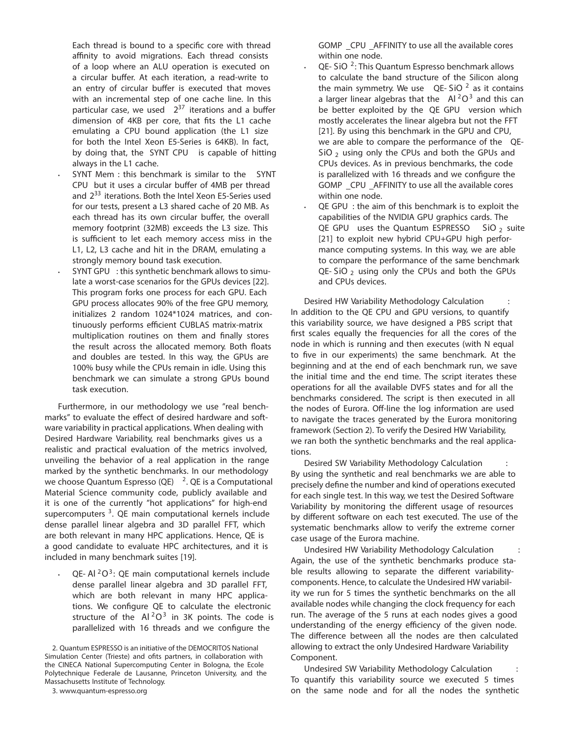Each thread is bound to a specific core with thread affinity to avoid migrations. Each thread consists of a loop where an ALU operation is executed on a circular buffer. At each iteration, a read-write to an entry of circular buffer is executed that moves with an incremental step of one cache line. In this particular case, we used $2^{37}$ iterations and a buffer dimension of 4KB per core, that fits the L1 cache emulating a CPU bound application (the L1 size for both the Intel Xeon E5-Series is 64KB). In fact, by doing that, the SYNT CPU is capable of hitting always in the L1 cache.

- SYNT Mem : this benchmark is similar to the SYNT CPU but it uses a circular buffer of 4MB per thread and $2^{33}$ iterations. Both the Intel Xeon E5-Series used for our tests, present a L3 shared cache of 20 MB. As each thread has its own circular buffer, the overall memory footprint (32MB) exceeds the L3 size. This is sufficient to let each memory access miss in the L1, L2, L3 cache and hit in the DRAM, emulating a strongly memory bound task execution.
- SYNT GPU : this synthetic benchmark allows to simulate a worst-case scenarios for the GPUs devices [22]. This program forks one process for each GPU. Each GPU process allocates 90% of the free GPU memory, initializes 2 random 1024*1024 matrices, and continuously performs efficient CUBLAS matrix-matrix multiplication routines on them and finally stores the result across the allocated memory. Both floats and doubles are tested. In this way, the GPUs are 100% busy while the CPUs remain in idle. Using this benchmark we can simulate a strong GPUs bound task execution.

Furthermore, in our methodology we use "real benchmarks" to evaluate the effect of desired hardware and software variability in practical applications. When dealing with Desired Hardware Variability, real benchmarks gives us a realistic and practical evaluation of the metrics involved, unveiling the behavior of a real application in the range marked by the synthetic benchmarks. In our methodology we choose Quantum Espresso (QE) [2]. QE is a Computational Material Science community code, publicly available and it is one of the currently "hot applications" for high-end supercomputers [3]. QE main computational kernels include dense parallel linear algebra and 3D parallel FFT, which are both relevant in many HPC applications. Hence, QE is a good candidate to evaluate HPC architectures, and it is included in many benchmark suites [19].

- QE- $Al^2O^3$: QE main computational kernels include dense parallel linear algebra and 3D parallel FFT, which are both relevant in many HPC applications. We configure QE to calculate the electronic structure of the $Al^2O^3$ in 3K points. The code is parallelized with 16 threads and we configure the GOMP _CPU _AFFINITY to use all the available cores within one node.
- QE- $SiO^2$: This Quantum Espresso benchmark allows to calculate the band structure of the Silicon along the main symmetry. We use QE- $SiO^2$ as it contains a larger linear algebras that the $Al^2O^3$ and this can be better exploited by the QE GPU version which mostly accelerates the linear algebra but not the FFT [21]. By using this benchmark in the GPU and CPU, we are able to compare the performance of the QE- $SiO_2$ using only the CPUs and both the GPUs and CPUs devices. As in previous benchmarks, the code is parallelized with 16 threads and we configure the GOMP _CPU _AFFINITY to use all the available cores within one node.
- QE GPU : the aim of this benchmark is to exploit the capabilities of the NVIDIA GPU graphics cards. The QE GPU uses the Quantum ESPRESSO $SiO_2$ suite [21] to exploit new hybrid CPU+GPU high performance computing systems. In this way, we are able to compare the performance of the same benchmark QE- $SiO_2$ using only the CPUs and both the GPUs and CPUs devices.

Desired HW Variability Methodology Calculation : In addition to the QE CPU and GPU versions, to quantify this variability source, we have designed a PBS script that first scales equally the frequencies for all the cores of the node in which is running and then executes (with N equal to five in our experiments) the same benchmark. At the beginning and at the end of each benchmark run, we save the initial time and the end time. The script iterates these operations for all the available DVFS states and for all the benchmarks considered. The script is then executed in all the nodes of Eurora. Off-line the log information are used to navigate the traces generated by the Eurora monitoring framework (Section 2). To verify the Desired HW Variability, we ran both the synthetic benchmarks and the real applications.

Desired SW Variability Methodology Calculation : By using the synthetic and real benchmarks we are able to precisely define the number and kind of operations executed for each single test. In this way, we test the Desired Software Variability by monitoring the different usage of resources by different software on each test executed. The use of the systematic benchmarks allow to verify the extreme corner case usage of the Eurora machine.

Undesired HW Variability Methodology Calculation : Again, the use of the synthetic benchmarks produce stable results allowing to separate the different variability-components. Hence, to calculate the Undesired HW variability we run for 5 times the synthetic benchmarks on the all available nodes while changing the clock frequency for each run. The average of the 5 runs at each nodes gives a good understanding of the energy efficiency of the given node. The difference between all the nodes are then calculated allowing to extract the only Undesired Hardware Variability Component.

Undesired SW Variability Methodology Calculation : To quantify this variability source we executed 5 times on the same node and for all the nodes the synthetic

2. Quantum ESPRESSO is an initiative of the DEMOCRITOS National Simulation Center (Trieste) and ofits partners, in collaboration with the CINECA National Supercomputing Center in Bologna, the Ecole Polytechnique Federale de Lausanne, Princeton University, and the Massachusetts Institute of Technology.

3. www.quantum-espresso.org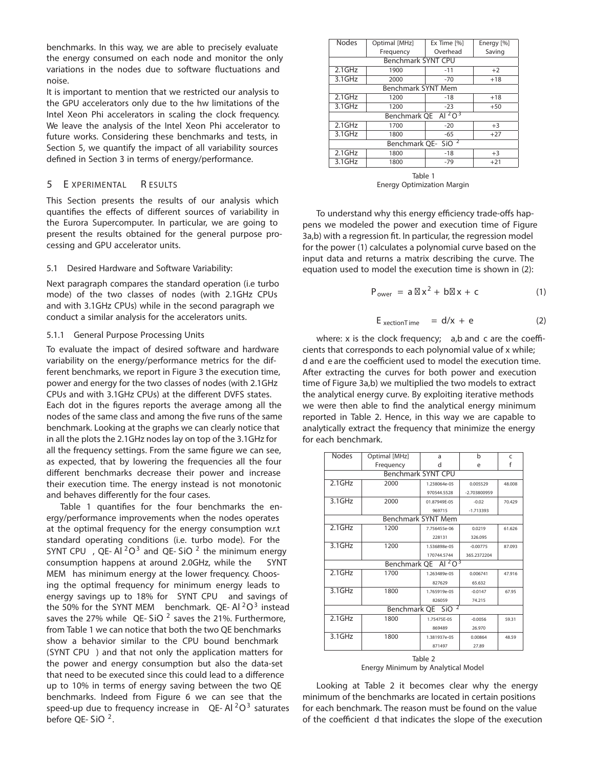benchmarks. In this way, we are able to precisely evaluate the energy consumed on each node and monitor the only variations in the nodes due to software fluctuations and noise.

It is important to mention that we restricted our analysis to the GPU accelerators only due to the hw limitations of the Intel Xeon Phi accelerators in scaling the clock frequency. We leave the analysis of the Intel Xeon Phi accelerator to future works. Considering these benchmarks and tests, in Section 5, we quantify the impact of all variability sources defined in Section 3 in terms of energy/performance.

## 5 EXPERIMENTAL RESULTS

This Section presents the results of our analysis which quantifies the effects of different sources of variability in the Eurora Supercomputer. In particular, we are going to present the results obtained for the general purpose processing and GPU accelerator units.

### 5.1 Desired Hardware and Software Variability:

Next paragraph compares the standard operation (i.e turbo mode) of the two classes of nodes (with 2.1GHz CPUs and with 3.1GHz CPUs) while in the second paragraph we conduct a similar analysis for the accelerators units.

#### 5.1.1 General Purpose Processing Units

To evaluate the impact of desired software and hardware variability on the energy/performance metrics for the different benchmarks, we report in Figure 3 the execution time, power and energy for the two classes of nodes (with 2.1GHz CPUs and with 3.1GHz CPUs) at the different DVFS states. Each dot in the figures reports the average among all the nodes of the same class and among the five runs of the same benchmark. Looking at the graphs we can clearly notice that in all the plots the 2.1GHz nodes lay on top of the 3.1GHz for all the frequency settings. From the same figure we can see, as expected, that by lowering the frequencies all the four different benchmarks decrease their power and increase their execution time. The energy instead is not monotonic and behaves differently for the four cases.

Table 1 quantifies for the four benchmarks the energy/performance improvements when the nodes operates at the optimal frequency for the energy consumption w.r.t standard operating conditions (i.e. turbo mode). For the SYNT CPU, QE- $Al^2O^3$ and QE- $SiO^2$ the minimum energy consumption happens at around 2.0GHz, while the SYNT MEM has minimum energy at the lower frequency. Choosing the optimal frequency for minimum energy leads to energy savings up to 18% for SYNT CPU and savings of the 50% for the SYNT MEM benchmark. QE- $Al^2O^3$ instead saves the 27% while QE- $SiO^2$ saves the 21%. Furthermore, from Table 1 we can notice that both the two QE benchmarks show a behavior similar to the CPU bound benchmark (SYNT CPU) and that not only the application matters for the power and energy consumption but also the data-set that need to be executed since this could lead to a difference up to 10% in terms of energy saving between the two QE benchmarks. Indeed from Figure 6 we can see that the speed-up due to frequency increase in QE- $Al^2O^3$ saturates before QE- $SiO^2$.

| Nodes | Optimal [MHz] Frequency | Ex Time [%] Overhead | Energy [%] Saving |
|---|---|---|---|
| Benchmark SYNT CPU | | | |
| 2.1GHz | 1900 | -11 | +2 |
| 3.1GHz | 2000 | -70 | +18 |
| Benchmark SYNT Mem | | | |
| 2.1GHz | 1200 | -18 | +18 |
| 3.1GHz | 1200 | -23 | +50 |
| Benchmark QE $Al^2O^3$ | | | |
| 2.1GHz | 1700 | -20 | +3 |
| 3.1GHz | 1800 | -65 | +27 |
| Benchmark QE- $SiO^2$ | | | |
| 2.1GHz | 1800 | -18 | +3 |
| 3.1GHz | 1800 | -79 | +21 |

Table 1
Energy Optimization Margin

To understand why this energy efficiency trade-offs happens we modeled the power and execution time of Figure 3a,b) with a regression fit. In particular, the regression model for the power (1) calculates a polynomial curve based on the input data and returns a matrix describing the curve. The equation used to model the execution time is shown in (2):

$$P_{ower} = a \cdot x^2 + b \cdot x + c \quad (1)$$

$$E_{xectionTime} = d/x + e \quad (2)$$

where: x is the clock frequency; a,b and c are the coefficients that corresponds to each polynomial value of x while; d and e are the coefficient used to model the execution time. After extracting the curves for both power and execution time of Figure 3a,b) we multiplied the two models to extract the analytical energy curve. By exploiting iterative methods we were then able to find the analytical energy minimum reported in Table 2. Hence, in this way we are capable to analytically extract the frequency that minimize the energy for each benchmark.

| Nodes | Optimal [MHz] Frequency | a / d | b / e | c / f |
|---|---|---|---|---|
| Benchmark SYNT CPU | | | | |
| 2.1GHz | 2000 | 1.238064e-05 | 0.005529 | 48.008 |
| | | 970544.5528 | -2.703800959 | |
| 3.1GHz | 2000 | 01.87949E-05 | -0.02 | 70.429 |
| | | 969715 | -1.713393 | |
| Benchmark SYNT Mem | | | | |
| 2.1GHz | 1200 | 7.756455e-06 | 0.0219 | 61.626 |
| | | 228131 | 326.095 | |
| 3.1GHz | 1200 | 1.536898e-05 | -0.00775 | 87.093 |
| | | 170744.5744 | 365.2372204 | |
| Benchmark QE $Al^2O^3$ | | | | |
| 2.1GHz | 1700 | 1.263489e-05 | 0.006741 | 47.916 |
| | | 827629 | 65.632 | |
| 3.1GHz | 1800 | 1.765919e-05 | -0.0147 | 67.95 |
| | | 826059 | 74.215 | |
| Benchmark QE $SiO^2$ | | | | |
| 2.1GHz | 1800 | 1.75475E-05 | -0.0056 | 59.31 |
| | | 869489 | 26.970 | |
| 3.1GHz | 1800 | 1.381937e-05 | 0.00864 | 48.59 |
| | | 871497 | 27.89 | |

Table 2
Energy Minimum by Analytical Model

Looking at Table 2 it becomes clear why the energy minimum of the benchmarks are located in certain positions for each benchmark. The reason must be found on the value of the coefficient d that indicates the slope of the execution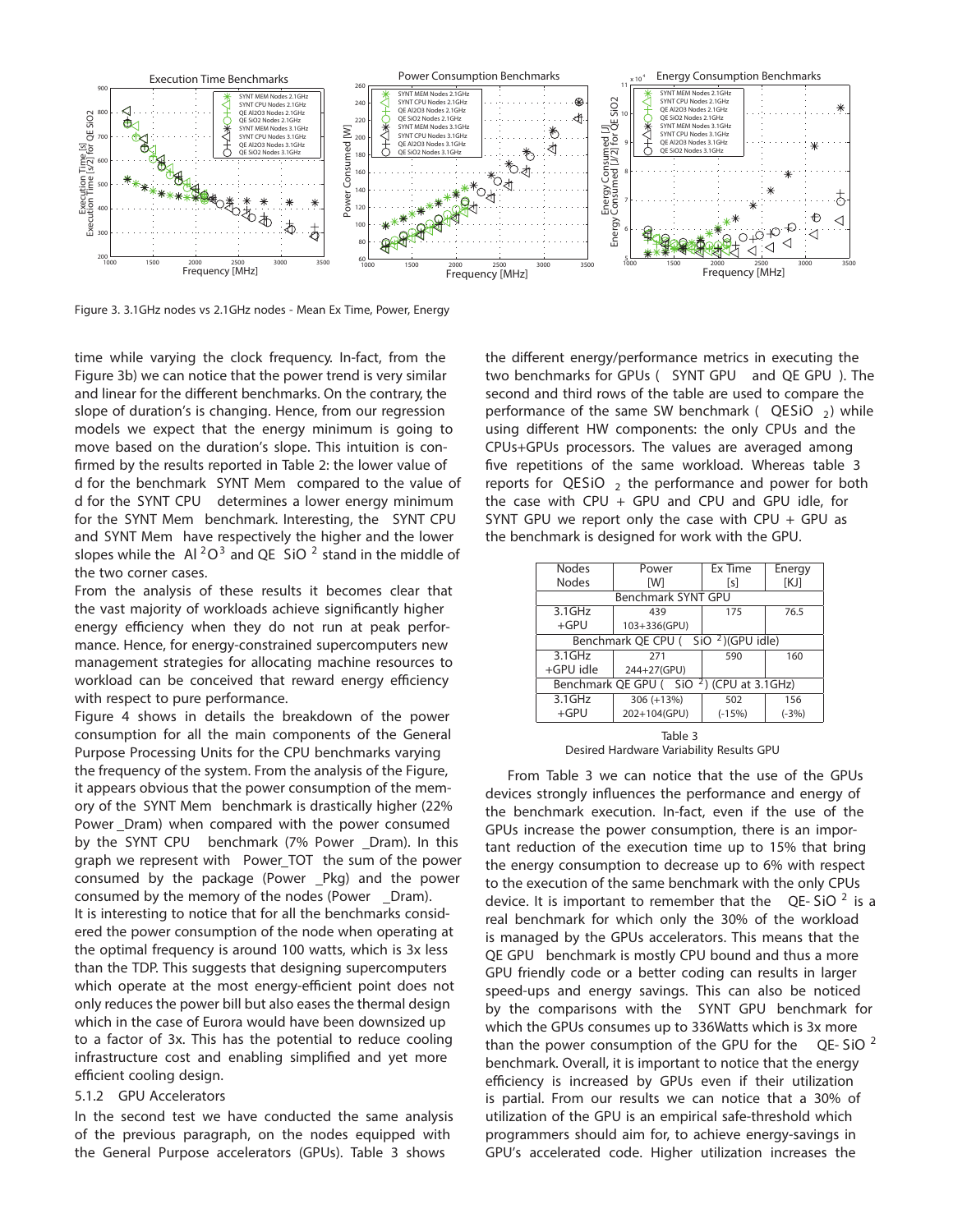Figure 3. 3.1GHz nodes vs 2.1GHz nodes - Mean Ex Time, Power, Energy

time while varying the clock frequency. In-fact, from the Figure 3b) we can notice that the power trend is very similar and linear for the different benchmarks. On the contrary, the slope of duration's is changing. Hence, from our regression models we expect that the energy minimum is going to move based on the duration's slope. This intuition is confirmed by the results reported in Table 2: the lower value of d for the benchmark SYNT Mem compared to the value of d for the SYNT CPU determines a lower energy minimum for the SYNT Mem benchmark. Interesting, the SYNT CPU and SYNT Mem have respectively the higher and the lower slopes while the $Al^2O^3$ and QE $SiO^2$ stand in the middle of the two corner cases.

From the analysis of these results it becomes clear that the vast majority of workloads achieve significantly higher energy efficiency when they do not run at peak performance. Hence, for energy-constrained supercomputers new management strategies for allocating machine resources to workload can be conceived that reward energy efficiency with respect to pure performance.

Figure 4 shows in details the breakdown of the power consumption for all the main components of the General Purpose Processing Units for the CPU benchmarks varying the frequency of the system. From the analysis of the Figure, it appears obvious that the power consumption of the memory of the SYNT Mem benchmark is drastically higher (22% Power _Dram) when compared with the power consumed by the SYNT CPU benchmark (7% Power _Dram). In this graph we represent with Power_TOT the sum of the power consumed by the package (Power _Pkg) and the power consumed by the memory of the nodes (Power _Dram).

It is interesting to notice that for all the benchmarks considered the power consumption of the node when operating at the optimal frequency is around 100 watts, which is 3x less than the TDP. This suggests that designing supercomputers which operate at the most energy-efficient point does not only reduces the power bill but also eases the thermal design which in the case of Eurora would have been downsized up to a factor of 3x. This has the potential to reduce cooling infrastructure cost and enabling simplified and yet more efficient cooling design.

### 5.1.2 GPU Accelerators

In the second test we have conducted the same analysis of the previous paragraph, on the nodes equipped with the General Purpose accelerators (GPUs). Table 3 shows the different energy/performance metrics in executing the two benchmarks for GPUs ( SYNT GPU and QE GPU ). The second and third rows of the table are used to compare the performance of the same SW benchmark ( $QESiO_2$ ) while using different HW components: the only CPUs and the CPUs+GPUs processors. The values are averaged among five repetitions of the same workload. Whereas table 3 reports for $QESiO_2$ the performance and power for both the case with CPU + GPU and CPU and GPU idle, for SYNT GPU we report only the case with CPU + GPU as the benchmark is designed for work with the GPU.

| Nodes | Power | Ex Time | Energy |
|---|---|---|---|
| Nodes | [W] | [s] | [KJ] |
| Benchmark SYNT GPU | | | |
| 3.1GHz +GPU | 439 103+336(GPU) | 175 | 76.5 |
| Benchmark QE CPU ( $SiO^2$)(GPU idle) | | | |
| 3.1GHz +GPU idle | 271 244+27(GPU) | 590 | 160 |
| Benchmark QE GPU ( $SiO^2$) (CPU at 3.1GHz) | | | |
| 3.1GHz +GPU | 306 (+13%) 202+104(GPU) | 502 (-15%) | 156 (-3%) |

Table 3
Desired Hardware Variability Results GPU

From Table 3 we can notice that the use of the GPUs devices strongly influences the performance and energy of the benchmark execution. In-fact, even if the use of the GPUs increase the power consumption, there is an important reduction of the execution time up to 15% that bring the energy consumption to decrease up to 6% with respect to the execution of the same benchmark with the only CPUs device. It is important to remember that the QE- $SiO^2$ is a real benchmark for which only the 30% of the workload is managed by the GPUs accelerators. This means that the QE GPU benchmark is mostly CPU bound and thus a more GPU friendly code or a better coding can results in larger speed-ups and energy savings. This can also be noticed by the comparisons with the SYNT GPU benchmark for which the GPUs consumes up to 336Watts which is 3x more than the power consumption of the GPU for the QE- $SiO^2$ benchmark. Overall, it is important to notice that the energy efficiency is increased by GPUs even if their utilization is partial. From our results we can notice that a 30% of utilization of the GPU is an empirical safe-threshold which programmers should aim for, to achieve energy-savings in GPU's accelerated code. Higher utilization increases the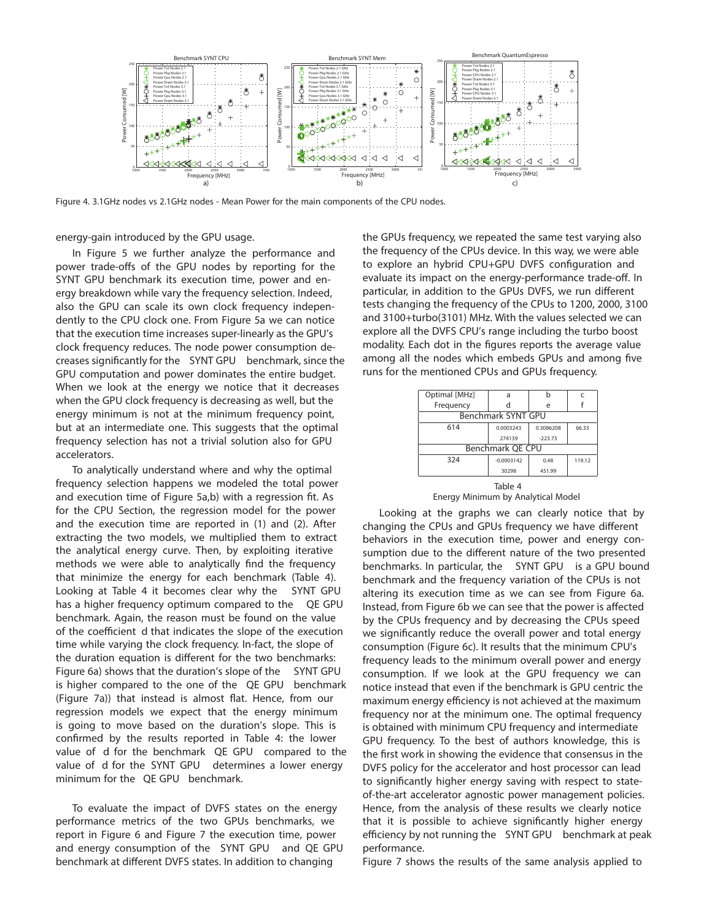Figure 4. 3.1GHz nodes vs 2.1GHz nodes - Mean Power for the main components of the CPU nodes.

energy-gain introduced by the GPU usage.

In Figure 5 we further analyze the performance and power trade-offs of the GPU nodes by reporting for the SYNT GPU benchmark its execution time, power and energy breakdown while vary the frequency selection. Indeed, also the GPU can scale its own clock frequency independently to the CPU clock one. From Figure 5a we can notice that the execution time increases super-linearly as the GPU's clock frequency reduces. The node power consumption decreases significantly for the SYNT GPU benchmark, since the GPU computation and power dominates the entire budget. When we look at the energy we notice that it decreases when the GPU clock frequency is decreasing as well, but the energy minimum is not at the minimum frequency point, but at an intermediate one. This suggests that the optimal frequency selection has not a trivial solution also for GPU accelerators.

To analytically understand where and why the optimal frequency selection happens we modeled the total power and execution time of Figure 5a,b) with a regression fit. As for the CPU Section, the regression model for the power and the execution time are reported in (1) and (2). After extracting the two models, we multiplied them to extract the analytical energy curve. Then, by exploiting iterative methods we were able to analytically find the frequency that minimize the energy for each benchmark (Table 4). Looking at Table 4 it becomes clear why the SYNT GPU has a higher frequency optimum compared to the QE GPU benchmark. Again, the reason must be found on the value of the coefficient d that indicates the slope of the execution time while varying the clock frequency. In-fact, the slope of the duration equation is different for the two benchmarks: Figure 6a) shows that the duration's slope of the SYNT GPU is higher compared to the one of the QE GPU benchmark (Figure 7a)) that instead is almost flat. Hence, from our regression models we expect that the energy minimum is going to move based on the duration's slope. This is confirmed by the results reported in Table 4: the lower value of d for the benchmark QE GPU compared to the value of d for the SYNT GPU determines a lower energy minimum for the QE GPU benchmark.

To evaluate the impact of DVFS states on the energy performance metrics of the two GPUs benchmarks, we report in Figure 6 and Figure 7 the execution time, power and energy consumption of the SYNT GPU and QE GPU benchmark at different DVFS states. In addition to changing the GPUs frequency, we repeated the same test varying also the frequency of the CPUs device. In this way, we were able to explore an hybrid CPU+GPU DVFS configuration and evaluate its impact on the energy-performance trade-off. In particular, in addition to the GPUs DVFS, we run different tests changing the frequency of the CPUs to 1200, 2000, 3100 and 3100+turbo(3101) MHz. With the values selected we can explore all the DVFS CPU's range including the turbo boost modality. Each dot in the figures reports the average value among all the nodes which embeds GPUs and among five runs for the mentioned CPUs and GPUs frequency.

| Optimal [MHz] | a | b | c |
|---|---|---|---|
| Frequency | d | e | f |
| Benchmark SYNT GPU | | | |
| 614 | 0.0003243 | 0.3086208 | 66.33 |
| | 274139 | -223.73 | |
| Benchmark QE CPU | | | |
| 324 | -0.0003142 | 0.48 | 119.12 |
| | 30298 | 451.99 | |

Table 4
Energy Minimum by Analytical Model

Looking at the graphs we can clearly notice that by changing the CPUs and GPUs frequency we have different behaviors in the execution time, power and energy consumption due to the different nature of the two presented benchmarks. In particular, the SYNT GPU is a GPU bound benchmark and the frequency variation of the CPUs is not altering its execution time as we can see from Figure 6a. Instead, from Figure 6b we can see that the power is affected by the CPUs frequency and by decreasing the CPUs speed we significantly reduce the overall power and total energy consumption (Figure 6c). It results that the minimum CPU's frequency leads to the minimum overall power and energy consumption. If we look at the GPU frequency we can notice instead that even if the benchmark is GPU centric the maximum energy efficiency is not achieved at the maximum frequency nor at the minimum one. The optimal frequency is obtained with minimum CPU frequency and intermediate GPU frequency. To the best of authors knowledge, this is the first work in showing the evidence that consensus in the DVFS policy for the accelerator and host processor can lead to significantly higher energy saving with respect to state-of-the-art accelerator agnostic power management policies. Hence, from the analysis of these results we clearly notice that it is possible to achieve significantly higher energy efficiency by not running the SYNT GPU benchmark at peak performance.

Figure 7 shows the results of the same analysis applied to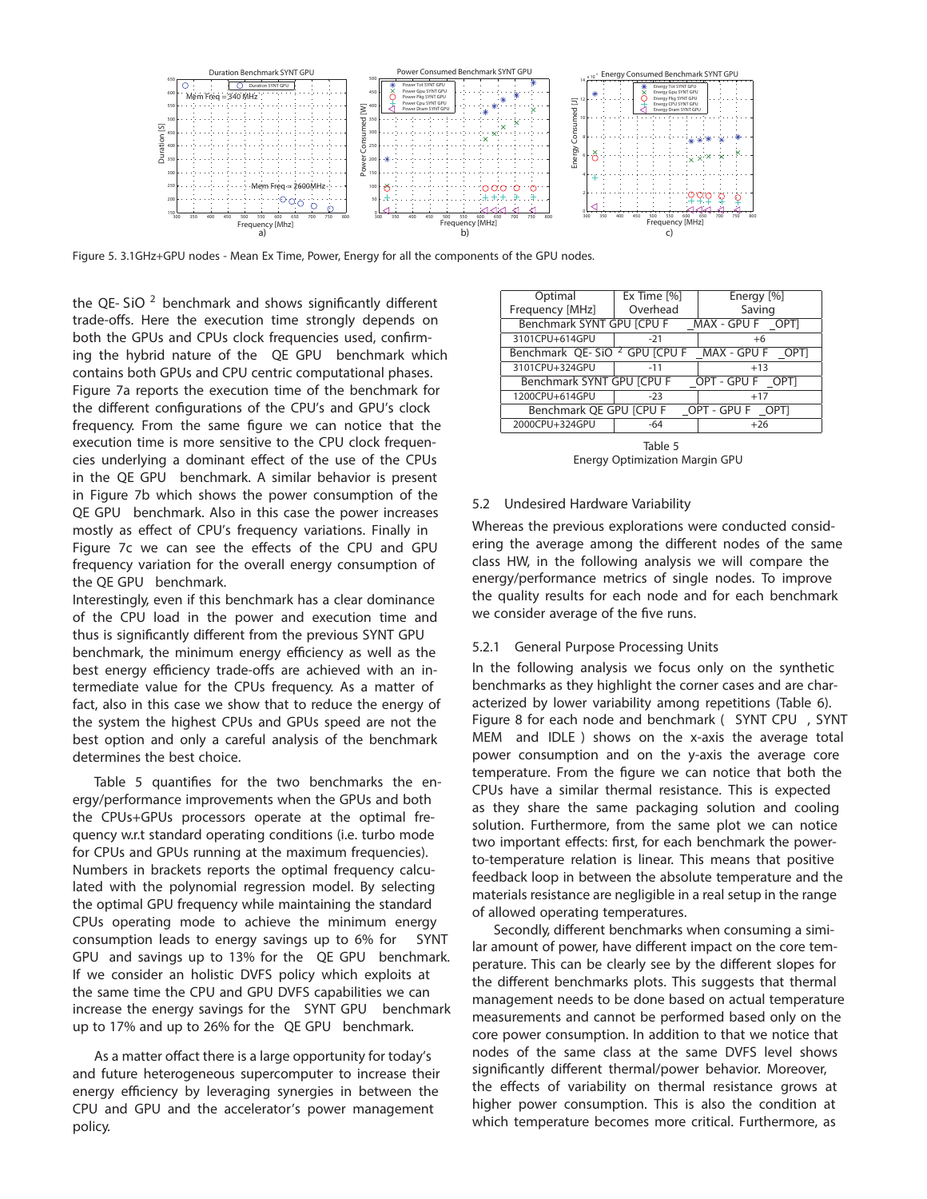Figure 5. 3.1GHz+GPU nodes - Mean Ex Time, Power, Energy for all the components of the GPU nodes.

the QE- SiO [2] benchmark and shows significantly different trade-offs. Here the execution time strongly depends on both the GPUs and CPUs clock frequencies, confirming the hybrid nature of the QE GPU benchmark which contains both GPUs and CPU centric computational phases. Figure 7a reports the execution time of the benchmark for the different configurations of the CPU's and GPU's clock frequency. From the same figure we can notice that the execution time is more sensitive to the CPU clock frequencies underlying a dominant effect of the use of the CPUs in the QE GPU benchmark. A similar behavior is present in Figure 7b which shows the power consumption of the QE GPU benchmark. Also in this case the power increases mostly as effect of CPU's frequency variations. Finally in Figure 7c we can see the effects of the CPU and GPU frequency variation for the overall energy consumption of the QE GPU benchmark.

Interestingly, even if this benchmark has a clear dominance of the CPU load in the power and execution time and thus is significantly different from the previous SYNT GPU benchmark, the minimum energy efficiency as well as the best energy efficiency trade-offs are achieved with an intermediate value for the CPUs frequency. As a matter of fact, also in this case we show that to reduce the energy of the system the highest CPUs and GPUs speed are not the best option and only a careful analysis of the benchmark determines the best choice.

Table 5 quantifies for the two benchmarks the energy/performance improvements when the GPUs and both the CPUs+GPUs processors operate at the optimal frequency w.r.t standard operating conditions (i.e. turbo mode for CPUs and GPUs running at the maximum frequencies). Numbers in brackets reports the optimal frequency calculated with the polynomial regression model. By selecting the optimal GPU frequency while maintaining the standard CPUs operating mode to achieve the minimum energy consumption leads to energy savings up to 6% for SYNT GPU and savings up to 13% for the QE GPU benchmark. If we consider an holistic DVFS policy which exploits at the same time the CPU and GPU DVFS capabilities we can increase the energy savings for the SYNT GPU benchmark up to 17% and up to 26% for the QE GPU benchmark.

As a matter offact there is a large opportunity for today's and future heterogeneous supercomputer to increase their energy efficiency by leveraging synergies in between the CPU and GPU and the accelerator's power management policy.

| Optimal Frequency [MHz] | Ex Time [%] Overhead | Energy [%] Saving |
|---|---|---|
| Benchmark SYNT GPU [CPU F_MAX - GPU F_OPT] | | |
| 3101CPU+614GPU | -21 | +6 |
| Benchmark QE- SiO [2] GPU [CPU F_MAX - GPU F_OPT] | | |
| 3101CPU+324GPU | -11 | +13 |
| Benchmark SYNT GPU [CPU F_OPT - GPU F_OPT] | | |
| 1200CPU+614GPU | -23 | +17 |
| Benchmark QE GPU [CPU F_OPT - GPU F_OPT] | | |
| 2000CPU+324GPU | -64 | +26 |

Table 5
Energy Optimization Margin GPU

### 5.2 Undesired Hardware Variability

Whereas the previous explorations were conducted considering the average among the different nodes of the same class HW, in the following analysis we will compare the energy/performance metrics of single nodes. To improve the quality results for each node and for each benchmark we consider average of the five runs.

#### 5.2.1 General Purpose Processing Units

In the following analysis we focus only on the synthetic benchmarks as they highlight the corner cases and are characterized by lower variability among repetitions (Table 6). Figure 8 for each node and benchmark ( SYNT CPU , SYNT MEM and IDLE ) shows on the x-axis the average total power consumption and on the y-axis the average core temperature. From the figure we can notice that both the CPUs have a similar thermal resistance. This is expected as they share the same packaging solution and cooling solution. Furthermore, from the same plot we can notice two important effects: first, for each benchmark the power-to-temperature relation is linear. This means that positive feedback loop in between the absolute temperature and the materials resistance are negligible in a real setup in the range of allowed operating temperatures.

Secondly, different benchmarks when consuming a similar amount of power, have different impact on the core temperature. This can be clearly see by the different slopes for the different benchmarks plots. This suggests that thermal management needs to be done based on actual temperature measurements and cannot be performed based only on the core power consumption. In addition to that we notice that nodes of the same class at the same DVFS level shows significantly different thermal/power behavior. Moreover, the effects of variability on thermal resistance grows at higher power consumption. This is also the condition at which temperature becomes more critical. Furthermore, as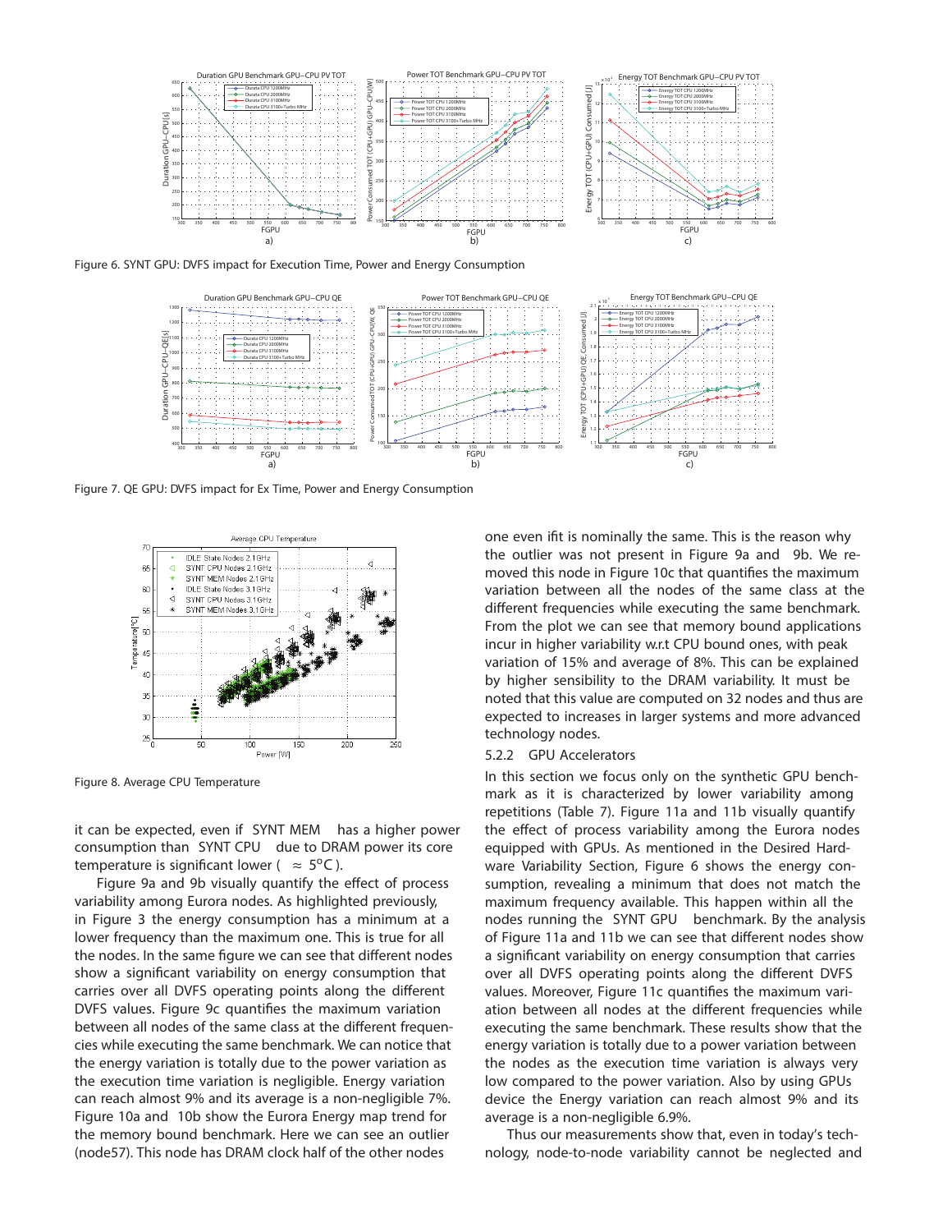Figure 6. SYNT GPU: DVFS impact for Execution Time, Power and Energy Consumption

Figure 7. QE GPU: DVFS impact for Ex Time, Power and Energy Consumption

Figure 8. Average CPU Temperature

it can be expected, even if SYNT MEM has a higher power consumption than SYNT CPU due to DRAM power its core temperature is significant lower ( $\approx 5^{o}C$ ).

Figure 9a and 9b visually quantify the effect of process variability among Eurora nodes. As highlighted previously, in Figure 3 the energy consumption has a minimum at a lower frequency than the maximum one. This is true for all the nodes. In the same figure we can see that different nodes show a significant variability on energy consumption that carries over all DVFS operating points along the different DVFS values. Figure 9c quantifies the maximum variation between all nodes of the same class at the different frequencies while executing the same benchmark. We can notice that the energy variation is totally due to the power variation as the execution time variation is negligible. Energy variation can reach almost 9% and its average is a non-negligible 7%. Figure 10a and 10b show the Eurora Energy map trend for the memory bound benchmark. Here we can see an outlier (node57). This node has DRAM clock half of the other nodes one even ifit is nominally the same. This is the reason why the outlier was not present in Figure 9a and 9b. We removed this node in Figure 10c that quantifies the maximum variation between all the nodes of the same class at the different frequencies while executing the same benchmark. From the plot we can see that memory bound applications incur in higher variability w.r.t CPU bound ones, with peak variation of 15% and average of 8%. This can be explained by higher sensibility to the DRAM variability. It must be noted that this value are computed on 32 nodes and thus are expected to increases in larger systems and more advanced technology nodes.

### 5.2.2 GPU Accelerators

In this section we focus only on the synthetic GPU benchmark as it is characterized by lower variability among repetitions (Table 7). Figure 11a and 11b visually quantify the effect of process variability among the Eurora nodes equipped with GPUs. As mentioned in the Desired Hardware Variability Section, Figure 6 shows the energy consumption, revealing a minimum that does not match the maximum frequency available. This happen within all the nodes running the SYNT GPU benchmark. By the analysis of Figure 11a and 11b we can see that different nodes show a significant variability on energy consumption that carries over all DVFS operating points along the different DVFS values. Moreover, Figure 11c quantifies the maximum variation between all nodes at the different frequencies while executing the same benchmark. These results show that the energy variation is totally due to a power variation between the nodes as the execution time variation is always very low compared to the power variation. Also by using GPUs device the Energy variation can reach almost 9% and its average is a non-negligible 6.9%.

Thus our measurements show that, even in today's technology, node-to-node variability cannot be neglected and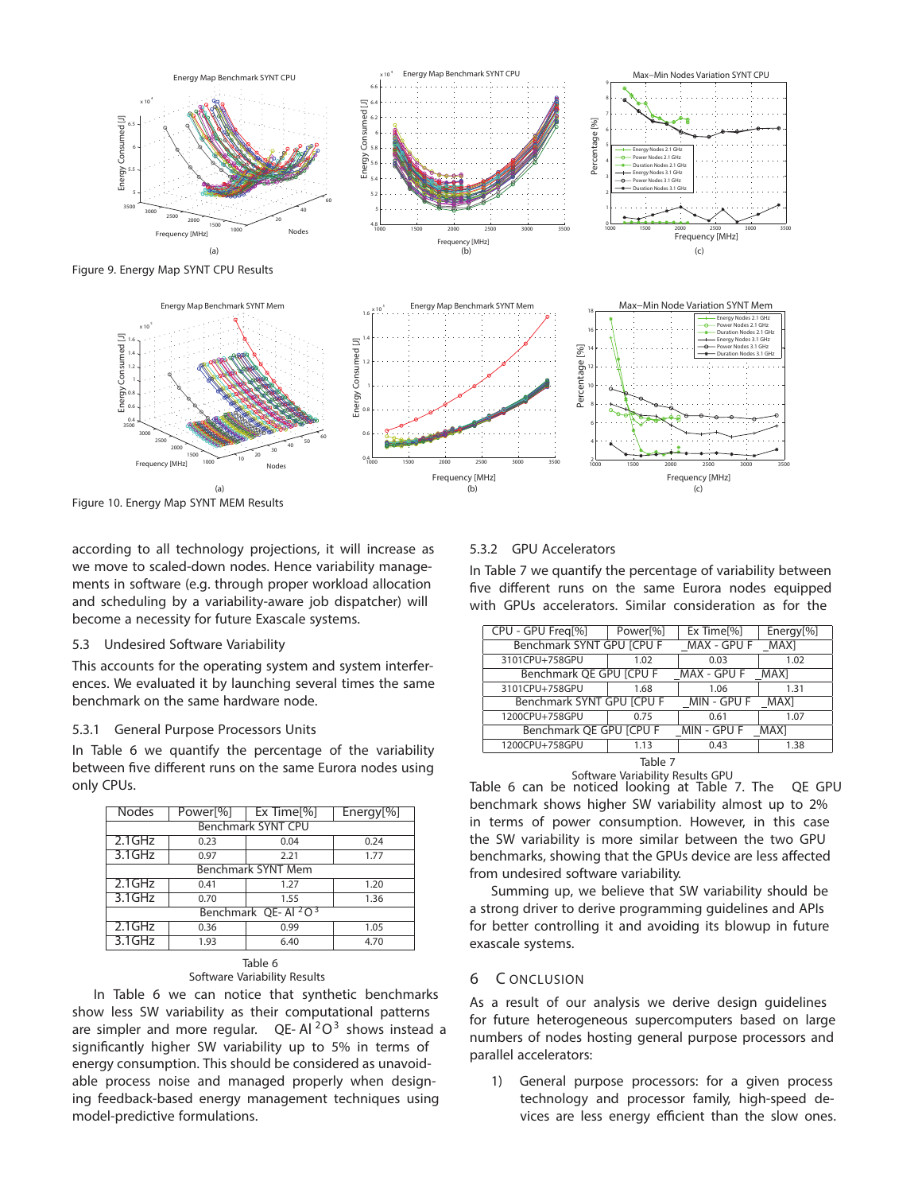Figure 9. Energy Map SYNT CPU Results

Figure 10. Energy Map SYNT MEM Results

according to all technology projections, it will increase as we move to scaled-down nodes. Hence variability managements in software (e.g. through proper workload allocation and scheduling by a variability-aware job dispatcher) will become a necessity for future Exascale systems.

## 5.3 Undesired Software Variability

This accounts for the operating system and system interferences. We evaluated it by launching several times the same benchmark on the same hardware node.

### 5.3.1 General Purpose Processors Units

In Table 6 we quantify the percentage of the variability between five different runs on the same Eurora nodes using only CPUs.

| Nodes | Power[%] | Ex Time[%] | Energy[%] |
|---|---|---|---|
| Benchmark SYNT CPU | | | |
| 2.1GHz | 0.23 | 0.04 | 0.24 |
| 3.1GHz | 0.97 | 2.21 | 1.77 |
| Benchmark SYNT Mem | | | |
| 2.1GHz | 0.41 | 1.27 | 1.20 |
| 3.1GHz | 0.70 | 1.55 | 1.36 |
| Benchmark QE- $Al^2O^3$ | | | |
| 2.1GHz | 0.36 | 0.99 | 1.05 |
| 3.1GHz | 1.93 | 6.40 | 4.70 |

Table 6
Software Variability Results

In Table 6 we can notice that synthetic benchmarks show less SW variability as their computational patterns are simpler and more regular. QE- $Al^2O^3$ shows instead a significantly higher SW variability up to 5% in terms of energy consumption. This should be considered as unavoidable process noise and managed properly when designing feedback-based energy management techniques using model-predictive formulations.

### 5.3.2 GPU Accelerators

In Table 7 we quantify the percentage of variability between five different runs on the same Eurora nodes equipped with GPUs accelerators. Similar consideration as for the

| CPU - GPU Freq[%] | Power[%] | Ex Time[%] | Energy[%] |
|---|---|---|---|
| Benchmark SYNT GPU [CPU F_MAX - GPU F_MAX] | | | |
| 3101CPU+758GPU | 1.02 | 0.03 | 1.02 |
| Benchmark QE GPU [CPU F_MAX - GPU F_MAX] | | | |
| 3101CPU+758GPU | 1.68 | 1.06 | 1.31 |
| Benchmark SYNT GPU [CPU F_MIN - GPU F_MAX] | | | |
| 1200CPU+758GPU | 0.75 | 0.61 | 1.07 |
| Benchmark QE GPU [CPU F_MIN - GPU F_MAX] | | | |
| 1200CPU+758GPU | 1.13 | 0.43 | 1.38 |

Table 7
Software Variability Results GPU

Table 6 can be noticed looking at Table 7. The QE GPU benchmark shows higher SW variability almost up to 2% in terms of power consumption. However, in this case the SW variability is more similar between the two GPU benchmarks, showing that the GPUs device are less affected from undesired software variability.

Summing up, we believe that SW variability should be a strong driver to derive programming guidelines and APIs for better controlling it and avoiding its blowup in future exascale systems.

# 6 CONCLUSION

As a result of our analysis we derive design guidelines for future heterogeneous supercomputers based on large numbers of nodes hosting general purpose processors and parallel accelerators:

1) General purpose processors: for a given process technology and processor family, high-speed devices are less energy efficient than the slow ones.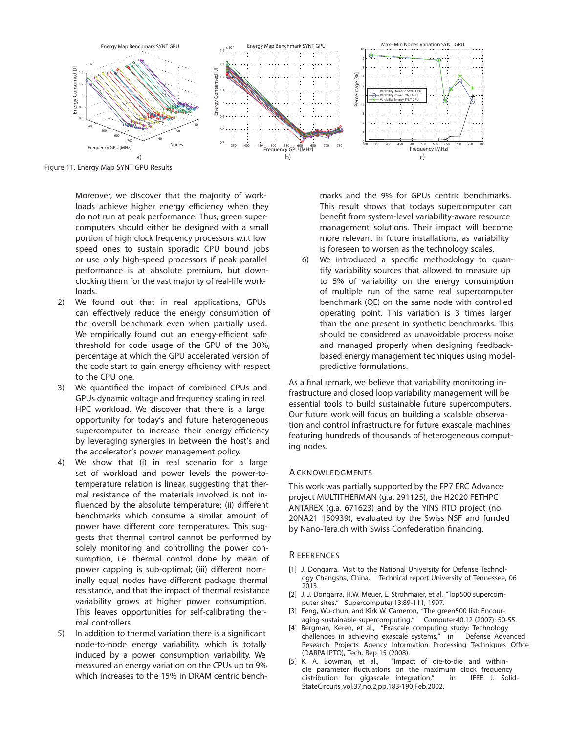Figure 11. Energy Map SYNT GPU Results

Moreover, we discover that the majority of workloads achieve higher energy efficiency when they do not run at peak performance. Thus, green supercomputers should either be designed with a small portion of high clock frequency processors w.r.t low speed ones to sustain sporadic CPU bound jobs or use only high-speed processors if peak parallel performance is at absolute premium, but downclocking them for the vast majority of real-life workloads.

2) We found out that in real applications, GPUs can effectively reduce the energy consumption of the overall benchmark even when partially used. We empirically found out an energy-efficient safe threshold for code usage of the GPU of the 30%, percentage at which the GPU accelerated version of the code start to gain energy efficiency with respect to the CPU one.
3) We quantified the impact of combined CPUs and GPUs dynamic voltage and frequency scaling in real HPC workload. We discover that there is a large opportunity for today's and future heterogeneous supercomputer to increase their energy-efficiency by leveraging synergies in between the host's and the accelerator's power management policy.
4) We show that (i) in real scenario for a large set of workload and power levels the power-to-temperature relation is linear, suggesting that thermal resistance of the materials involved is not influenced by the absolute temperature; (ii) different benchmarks which consume a similar amount of power have different core temperatures. This suggests that thermal control cannot be performed by solely monitoring and controlling the power consumption, i.e. thermal control done by mean of power capping is sub-optimal; (iii) different nominally equal nodes have different package thermal resistance, and that the impact of thermal resistance variability grows at higher power consumption. This leaves opportunities for self-calibrating thermal controllers.
5) In addition to thermal variation there is a significant node-to-node energy variability, which is totally induced by a power consumption variability. We measured an energy variation on the CPUs up to 9% which increases to the 15% in DRAM centric benchmarks and the 9% for GPUs centric benchmarks. This result shows that todays supercomputer can benefit from system-level variability-aware resource management solutions. Their impact will become more relevant in future installations, as variability is foreseen to worsen as the technology scales.
6) We introduced a specific methodology to quantify variability sources that allowed to measure up to 5% of variability on the energy consumption of multiple run of the same real supercomputer benchmark (QE) on the same node with controlled operating point. This variation is 3 times larger than the one present in synthetic benchmarks. This should be considered as unavoidable process noise and managed properly when designing feedback-based energy management techniques using model-predictive formulations.

As a final remark, we believe that variability monitoring infrastructure and closed loop variability management will be essential tools to build sustainable future supercomputers. Our future work will focus on building a scalable observation and control infrastructure for future exascale machines featuring hundreds of thousands of heterogeneous computing nodes.

## Acknowledgments

This work was partially supported by the FP7 ERC Advance project MULTITHERMAN (g.a. 291125), the H2020 FETHPC ANTAREX (g.a. 671623) and by the YINS RTD project (no. 20NA21 150939), evaluated by the Swiss NSF and funded by Nano-Tera.ch with Swiss Confederation financing.

## References

[1] J. Dongarra. Visit to the National University for Defense Technology Changsha, China. Technical report, University of Tennessee, 06 2013.
[2] J. J. Dongarra, H.W. Meuer, E. Strohmaier, et al, "Top500 supercomputer sites." Supercomputer, 13:89-111, 1997.
[3] Feng, Wu-chun, and Kirk W. Cameron, "The green500 list: Encouraging sustainable supercomputing," Computer 40.12 (2007): 50-55.
[4] Bergman, Keren, et al., "Exascale computing study: Technology challenges in achieving exascale systems," in Defense Advanced Research Projects Agency Information Processing Techniques Office (DARPA IPTO), Tech. Rep 15 (2008).
[5] K. A. Bowman, et al., "Impact of die-to-die and within-die parameter fluctuations on the maximum clock frequency distribution for gigascale integration," in IEEE J. Solid-StateCircuits,vol.37,no.2,pp.183-190,Feb.2002.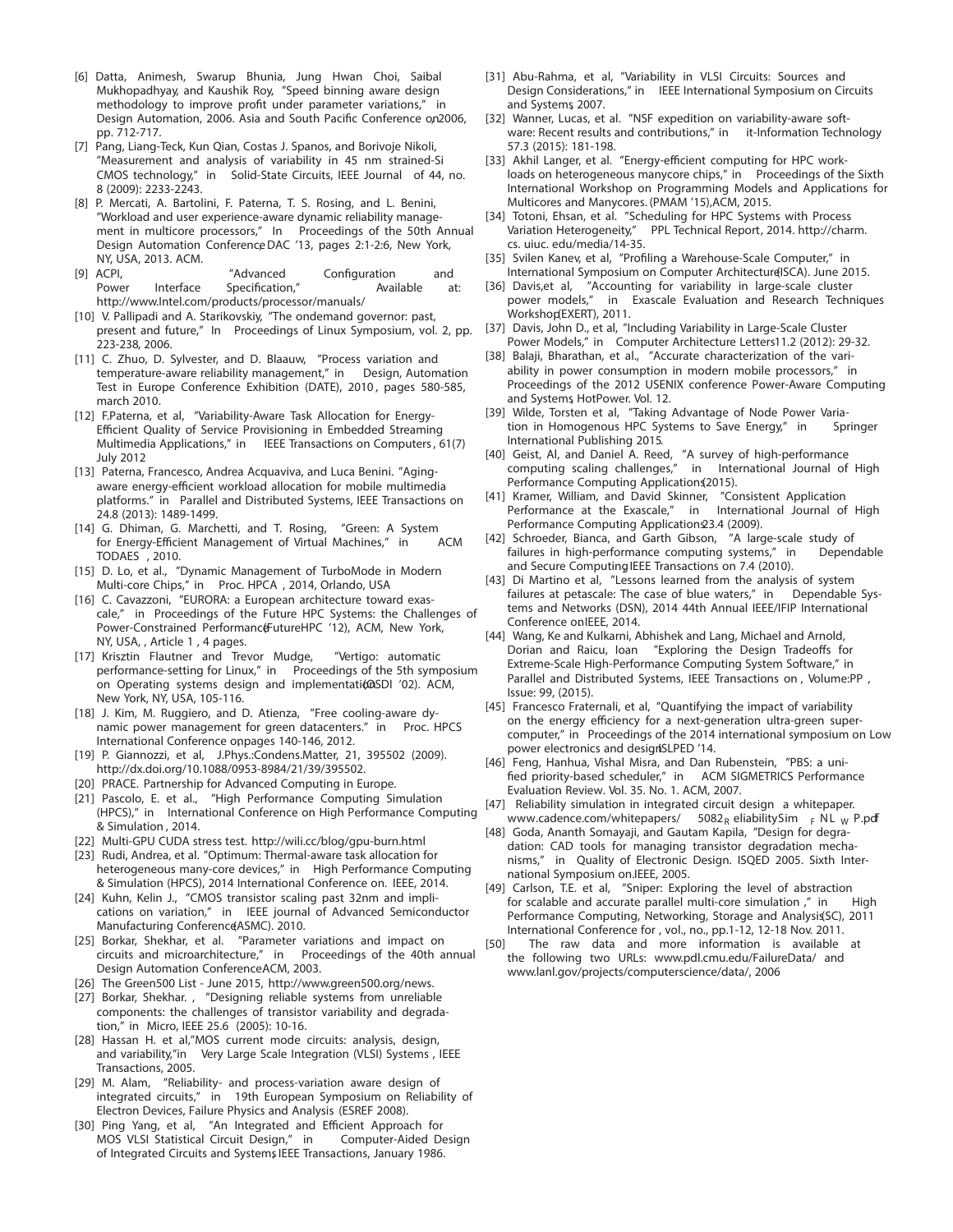[6] Datta, Animesh, Swarup Bhunia, Jung Hwan Choi, Saibal Mukhopadhyay, and Kaushik Roy, "Speed binning aware design methodology to improve profit under parameter variations," in Design Automation, 2006. Asia and South Pacific Conference on, 2006, pp. 712-717.

[7] Pang, Liang-Teck, Kun Qian, Costas J. Spanos, and Borivoje Nikoli, "Measurement and analysis of variability in 45 nm strained-Si CMOS technology," in Solid-State Circuits, IEEE Journal of 44, no. 8 (2009): 2233-2243.

[8] P. Mercati, A. Bartolini, F. Paterna, T. S. Rosing, and L. Benini, "Workload and user experience-aware dynamic reliability management in multicore processors," In Proceedings of the 50th Annual Design Automation Conference, DAC '13, pages 2:1-2:6, New York, NY, USA, 2013. ACM.

[9] ACPI, "Advanced Configuration and Power Interface Specification," Available at: http://www.Intel.com/products/processor/manuals/

[10] V. Pallipadi and A. Starikovskiy, "The ondemand governor: past, present and future," In Proceedings of Linux Symposium, vol. 2, pp. 223-238, 2006.

[11] C. Zhuo, D. Sylvester, and D. Blaauw, "Process variation and temperature-aware reliability management," in Design, Automation Test in Europe Conference Exhibition (DATE), 2010, pages 580-585, march 2010.

[12] F.Paterna, et al, "Variability-Aware Task Allocation for Energy-Efficient Quality of Service Provisioning in Embedded Streaming Multimedia Applications," in IEEE Transactions on Computers, 61(7) July 2012

[13] Paterna, Francesco, Andrea Acquaviva, and Luca Benini. "Aging-aware energy-efficient workload allocation for mobile multimedia platforms." in Parallel and Distributed Systems, IEEE Transactions on 24.8 (2013): 1489-1499.

[14] G. Dhiman, G. Marchetti, and T. Rosing, "Green: A System for Energy-Efficient Management of Virtual Machines," in ACM TODAES, 2010.

[15] D. Lo, et al., "Dynamic Management of TurboMode in Modern Multi-core Chips," in Proc. HPCA, 2014, Orlando, USA

[16] C. Cavazzoni, "EURORA: a European architecture toward exascale," in Proceedings of the Future HPC Systems: the Challenges of Power-Constrained Performance (FutureHPC '12), ACM, New York, NY, USA, , Article 1 , 4 pages.

[17] Krisztin Flautner and Trevor Mudge, "Vertigo: automatic performance-setting for Linux," in Proceedings of the 5th symposium on Operating systems design and implementation (OSDI '02). ACM, New York, NY, USA, 105-116.

[18] J. Kim, M. Ruggiero, and D. Atienza, "Free cooling-aware dynamic power management for green datacenters." in Proc. HPCS International Conference on, pages 140-146, 2012.

[19] P. Giannozzi, et al, J.Phys.:Condens.Matter, 21, 395502 (2009). http://dx.doi.org/10.1088/0953-8984/21/39/395502.

[20] PRACE. Partnership for Advanced Computing in Europe.

[21] Pascolo, E. et al., "High Performance Computing Simulation (HPCS)," in International Conference on High Performance Computing & Simulation, 2014.

[22] Multi-GPU CUDA stress test. http://wili.cc/blog/gpu-burn.html

[23] Rudi, Andrea, et al. "Optimum: Thermal-aware task allocation for heterogeneous many-core devices," in High Performance Computing & Simulation (HPCS), 2014 International Conference on. IEEE, 2014.

[24] Kuhn, Kelin J., "CMOS transistor scaling past 32nm and implications on variation," in IEEE journal of Advanced Semiconductor Manufacturing Conference (ASMC). 2010.

[25] Borkar, Shekhar, et al. "Parameter variations and impact on circuits and microarchitecture," in Proceedings of the 40th annual Design Automation Conference. ACM, 2003.

[26] The Green500 List - June 2015, http://www.green500.org/news.

[27] Borkar, Shekhar. , "Designing reliable systems from unreliable components: the challenges of transistor variability and degradation," in Micro, IEEE 25.6 (2005): 10-16.

[28] Hassan H. et al,"MOS current mode circuits: analysis, design, and variability,"in Very Large Scale Integration (VLSI) Systems , IEEE Transactions, 2005.

[29] M. Alam, "Reliability- and process-variation aware design of integrated circuits," in 19th European Symposium on Reliability of Electron Devices, Failure Physics and Analysis (ESREF 2008).

[30] Ping Yang, et al, "An Integrated and Efficient Approach for MOS VLSI Statistical Circuit Design," in Computer-Aided Design of Integrated Circuits and Systems, IEEE Transactions, January 1986.

[31] Abu-Rahma, et al, "Variability in VLSI Circuits: Sources and Design Considerations," in IEEE International Symposium on Circuits and Systems, 2007.

[32] Wanner, Lucas, et al. "NSF expedition on variability-aware software: Recent results and contributions," in it-Information Technology 57.3 (2015): 181-198.

[33] Akhil Langer, et al. "Energy-efficient computing for HPC workloads on heterogeneous manycore chips," in Proceedings of the Sixth International Workshop on Programming Models and Applications for Multicores and Manycores. (PMAM '15),ACM, 2015.

[34] Totoni, Ehsan, et al. "Scheduling for HPC Systems with Process Variation Heterogeneity," PPL Technical Report, 2014. http://charm.cs. uiuc. edu/media/14-35.

[35] Svilen Kanev, et al, "Profiling a Warehouse-Scale Computer," in International Symposium on Computer Architecture (ISCA). June 2015.

[36] Davis,et al, "Accounting for variability in large-scale cluster power models," in Exascale Evaluation and Research Techniques Workshop (EXERT), 2011.

[37] Davis, John D., et al, "Including Variability in Large-Scale Cluster Power Models," in Computer Architecture Letters 11.2 (2012): 29-32.

[38] Balaji, Bharathan, et al., "Accurate characterization of the variability in power consumption in modern mobile processors," in Proceedings of the 2012 USENIX conference Power-Aware Computing and Systems, HotPower. Vol. 12.

[39] Wilde, Torsten et al, "Taking Advantage of Node Power Variation in Homogenous HPC Systems to Save Energy," in Springer International Publishing 2015.

[40] Geist, Al, and Daniel A. Reed, "A survey of high-performance computing scaling challenges," in International Journal of High Performance Computing Applications (2015).

[41] Kramer, William, and David Skinner, "Consistent Application Performance at the Exascale," in International Journal of High Performance Computing Applications 23.4 (2009).

[42] Schroeder, Bianca, and Garth Gibson, "A large-scale study of failures in high-performance computing systems," in Dependable and Secure Computing, IEEE Transactions on 7.4 (2010).

[43] Di Martino et al, "Lessons learned from the analysis of system failures at petascale: The case of blue waters," in Dependable Systems and Networks (DSN), 2014 44th Annual IEEE/IFIP International Conference on. IEEE, 2014.

[44] Wang, Ke and Kulkarni, Abhishek and Lang, Michael and Arnold, Dorian and Raicu, Ioan "Exploring the Design Tradeoffs for Extreme-Scale High-Performance Computing System Software," in Parallel and Distributed Systems, IEEE Transactions on , Volume:PP , Issue: 99, (2015).

[45] Francesco Fraternali, et al, "Quantifying the impact of variability on the energy efficiency for a next-generation ultra-green supercomputer," in Proceedings of the 2014 international symposium on Low power electronics and design ISLPED '14.

[46] Feng, Hanhua, Vishal Misra, and Dan Rubenstein, "PBS: a unified priority-based scheduler," in ACM SIGMETRICS Performance Evaluation Review. Vol. 35. No. 1. ACM, 2007.

[47] Reliability simulation in integrated circuit design a whitepaper. www.cadence.com/whitepapers/ 5082_ReliabilitySim_FNL_WP.pdf

[48] Goda, Ananth Somayaji, and Gautam Kapila, "Design for degradation: CAD tools for managing transistor degradation mechanisms," in Quality of Electronic Design. ISQED 2005. Sixth International Symposium on. IEEE, 2005.

[49] Carlson, T.E. et al, "Sniper: Exploring the level of abstraction for scalable and accurate parallel multi-core simulation ," in High Performance Computing, Networking, Storage and Analysis (SC), 2011 International Conference for , vol., no., pp.1-12, 12-18 Nov. 2011.

[50] The raw data and more information is available at the following two URLs: www.pdl.cmu.edu/FailureData/ and www.lanl.gov/projects/computerscience/data/, 2006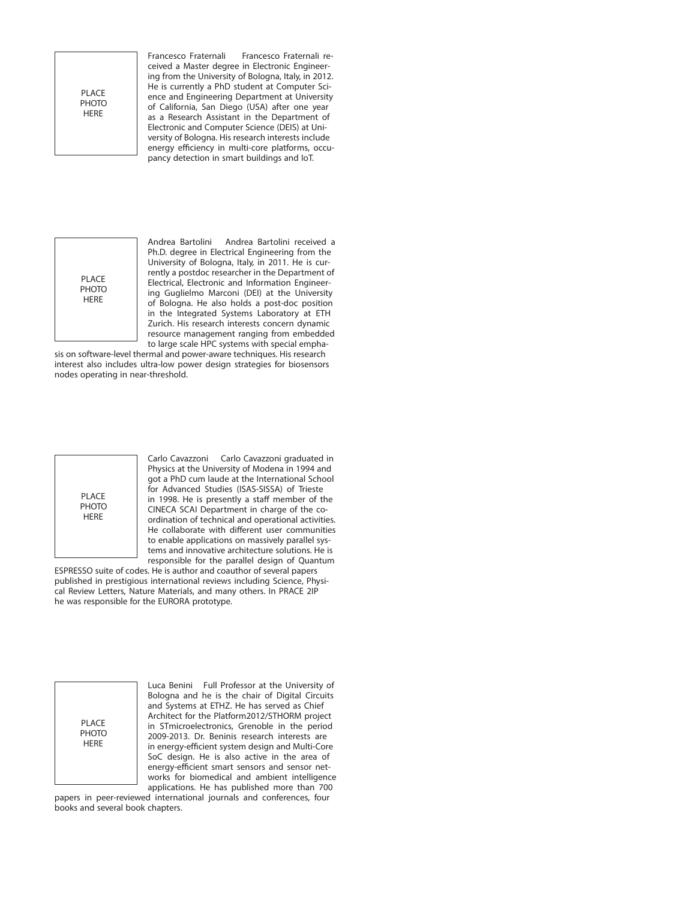PLACE PHOTO HERE

**Francesco Fraternali** Francesco Fraternali received a Master degree in Electronic Engineering from the University of Bologna, Italy, in 2012. He is currently a PhD student at Computer Science and Engineering Department at University of California, San Diego (USA) after one year as a Research Assistant in the Department of Electronic and Computer Science (DEIS) at University of Bologna. His research interests include energy efficiency in multi-core platforms, occupancy detection in smart buildings and IoT.

PLACE PHOTO HERE

**Andrea Bartolini** Andrea Bartolini received a Ph.D. degree in Electrical Engineering from the University of Bologna, Italy, in 2011. He is currently a postdoc researcher in the Department of Electrical, Electronic and Information Engineering Guglielmo Marconi (DEI) at the University of Bologna. He also holds a post-doc position in the Integrated Systems Laboratory at ETH Zurich. His research interests concern dynamic resource management ranging from embedded to large scale HPC systems with special emphasis on software-level thermal and power-aware techniques. His research interest also includes ultra-low power design strategies for biosensors nodes operating in near-threshold.

PLACE PHOTO HERE

**Carlo Cavazzoni** Carlo Cavazzoni graduated in Physics at the University of Modena in 1994 and got a PhD cum laude at the International School for Advanced Studies (ISAS-SISSA) of Trieste in 1998. He is presently a staff member of the CINECA SCAI Department in charge of the coordination of technical and operational activities. He collaborate with different user communities to enable applications on massively parallel systems and innovative architecture solutions. He is responsible for the parallel design of Quantum ESPRESSO suite of codes. He is author and coauthor of several papers published in prestigious international reviews including Science, Physical Review Letters, Nature Materials, and many others. In PRACE 2IP he was responsible for the EURORA prototype.

PLACE PHOTO HERE

**Luca Benini** Full Professor at the University of Bologna and he is the chair of Digital Circuits and Systems at ETHZ. He has served as Chief Architect for the Platform2012/STHORM project in STmicroelectronics, Grenoble in the period 2009-2013. Dr. Beninis research interests are in energy-efficient system design and Multi-Core SoC design. He is also active in the area of energy-efficient smart sensors and sensor networks for biomedical and ambient intelligence applications. He has published more than 700 papers in peer-reviewed international journals and conferences, four books and several book chapters.